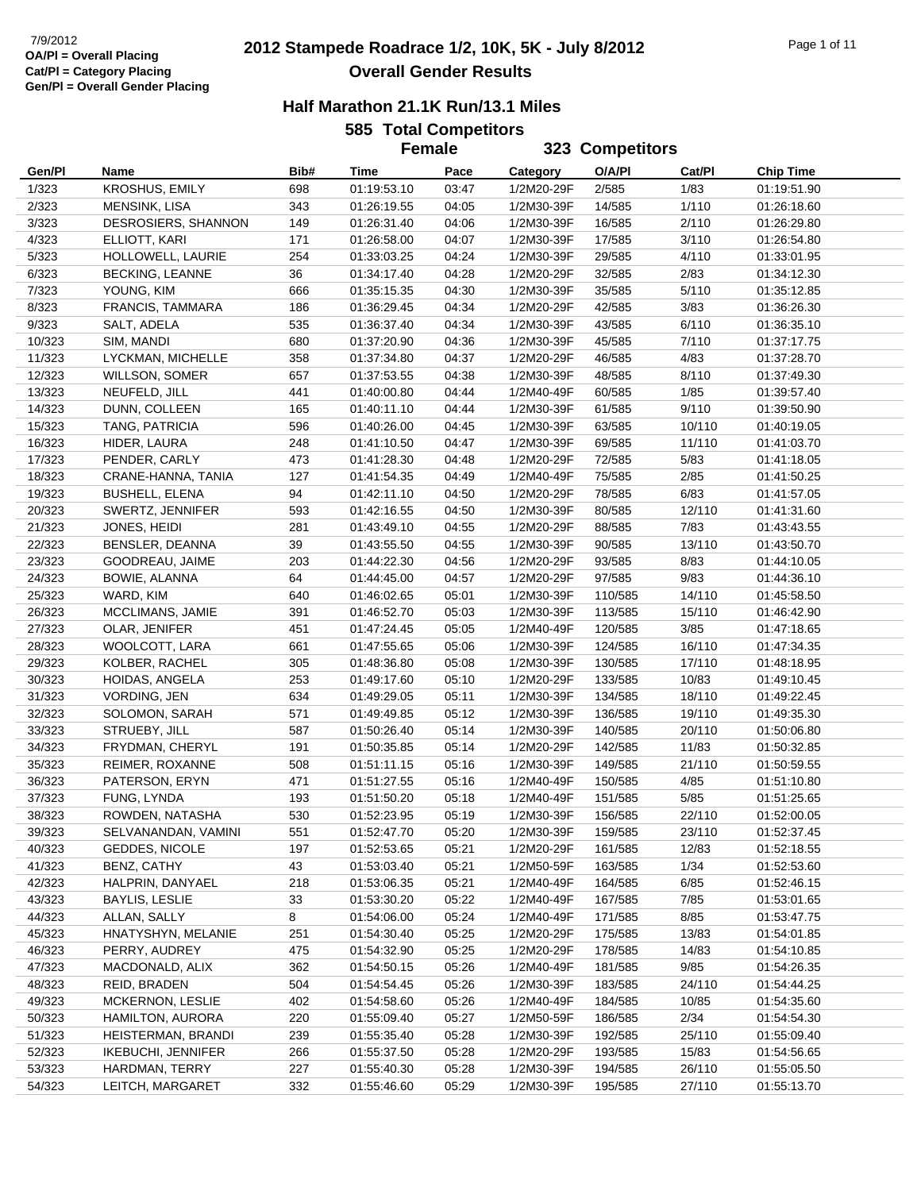7/9/2012
OA/Pl = Overall Placing
Cat/Pl = Category Placing
Gen/Pl = Overall Gender Placing

# 2012 Stampede Roadrace 1/2, 10K, 5K - July 8/2012

## Overall Gender Results

### Half Marathon 21.1K Run/13.1 Miles

**585 Total Competitors**

**Female 323 Competitors**

| Gen/Pl | Name | Bib# | Time | Pace | Category | O/A/Pl | Cat/Pl | Chip Time |
|---|---|---|---|---|---|---|---|---|
| 1/323 | KROSHUS, EMILY | 698 | 01:19:53.10 | 03:47 | 1/2M20-29F | 2/585 | 1/83 | 01:19:51.90 |
| 2/323 | MENSINK, LISA | 343 | 01:26:19.55 | 04:05 | 1/2M30-39F | 14/585 | 1/110 | 01:26:18.60 |
| 3/323 | DESROSIERS, SHANNON | 149 | 01:26:31.40 | 04:06 | 1/2M30-39F | 16/585 | 2/110 | 01:26:29.80 |
| 4/323 | ELLIOTT, KARI | 171 | 01:26:58.00 | 04:07 | 1/2M30-39F | 17/585 | 3/110 | 01:26:54.80 |
| 5/323 | HOLLOWELL, LAURIE | 254 | 01:33:03.25 | 04:24 | 1/2M30-39F | 29/585 | 4/110 | 01:33:01.95 |
| 6/323 | BECKING, LEANNE | 36 | 01:34:17.40 | 04:28 | 1/2M20-29F | 32/585 | 2/83 | 01:34:12.30 |
| 7/323 | YOUNG, KIM | 666 | 01:35:15.35 | 04:30 | 1/2M30-39F | 35/585 | 5/110 | 01:35:12.85 |
| 8/323 | FRANCIS, TAMMARA | 186 | 01:36:29.45 | 04:34 | 1/2M20-29F | 42/585 | 3/83 | 01:36:26.30 |
| 9/323 | SALT, ADELA | 535 | 01:36:37.40 | 04:34 | 1/2M30-39F | 43/585 | 6/110 | 01:36:35.10 |
| 10/323 | SIM, MANDI | 680 | 01:37:20.90 | 04:36 | 1/2M30-39F | 45/585 | 7/110 | 01:37:17.75 |
| 11/323 | LYCKMAN, MICHELLE | 358 | 01:37:34.80 | 04:37 | 1/2M20-29F | 46/585 | 4/83 | 01:37:28.70 |
| 12/323 | WILLSON, SOMER | 657 | 01:37:53.55 | 04:38 | 1/2M30-39F | 48/585 | 8/110 | 01:37:49.30 |
| 13/323 | NEUFELD, JILL | 441 | 01:40:00.80 | 04:44 | 1/2M40-49F | 60/585 | 1/85 | 01:39:57.40 |
| 14/323 | DUNN, COLLEEN | 165 | 01:40:11.10 | 04:44 | 1/2M30-39F | 61/585 | 9/110 | 01:39:50.90 |
| 15/323 | TANG, PATRICIA | 596 | 01:40:26.00 | 04:45 | 1/2M30-39F | 63/585 | 10/110 | 01:40:19.05 |
| 16/323 | HIDER, LAURA | 248 | 01:41:10.50 | 04:47 | 1/2M30-39F | 69/585 | 11/110 | 01:41:03.70 |
| 17/323 | PENDER, CARLY | 473 | 01:41:28.30 | 04:48 | 1/2M20-29F | 72/585 | 5/83 | 01:41:18.05 |
| 18/323 | CRANE-HANNA, TANIA | 127 | 01:41:54.35 | 04:49 | 1/2M40-49F | 75/585 | 2/85 | 01:41:50.25 |
| 19/323 | BUSHELL, ELENA | 94 | 01:42:11.10 | 04:50 | 1/2M20-29F | 78/585 | 6/83 | 01:41:57.05 |
| 20/323 | SWERTZ, JENNIFER | 593 | 01:42:16.55 | 04:50 | 1/2M30-39F | 80/585 | 12/110 | 01:41:31.60 |
| 21/323 | JONES, HEIDI | 281 | 01:43:49.10 | 04:55 | 1/2M20-29F | 88/585 | 7/83 | 01:43:43.55 |
| 22/323 | BENSLER, DEANNA | 39 | 01:43:55.50 | 04:55 | 1/2M30-39F | 90/585 | 13/110 | 01:43:50.70 |
| 23/323 | GOODREAU, JAIME | 203 | 01:44:22.30 | 04:56 | 1/2M20-29F | 93/585 | 8/83 | 01:44:10.05 |
| 24/323 | BOWIE, ALANNA | 64 | 01:44:45.00 | 04:57 | 1/2M20-29F | 97/585 | 9/83 | 01:44:36.10 |
| 25/323 | WARD, KIM | 640 | 01:46:02.65 | 05:01 | 1/2M30-39F | 110/585 | 14/110 | 01:45:58.50 |
| 26/323 | MCCLIMANS, JAMIE | 391 | 01:46:52.70 | 05:03 | 1/2M30-39F | 113/585 | 15/110 | 01:46:42.90 |
| 27/323 | OLAR, JENIFER | 451 | 01:47:24.45 | 05:05 | 1/2M40-49F | 120/585 | 3/85 | 01:47:18.65 |
| 28/323 | WOOLCOTT, LARA | 661 | 01:47:55.65 | 05:06 | 1/2M30-39F | 124/585 | 16/110 | 01:47:34.35 |
| 29/323 | KOLBER, RACHEL | 305 | 01:48:36.80 | 05:08 | 1/2M30-39F | 130/585 | 17/110 | 01:48:18.95 |
| 30/323 | HOIDAS, ANGELA | 253 | 01:49:17.60 | 05:10 | 1/2M20-29F | 133/585 | 10/83 | 01:49:10.45 |
| 31/323 | VORDING, JEN | 634 | 01:49:29.05 | 05:11 | 1/2M30-39F | 134/585 | 18/110 | 01:49:22.45 |
| 32/323 | SOLOMON, SARAH | 571 | 01:49:49.85 | 05:12 | 1/2M30-39F | 136/585 | 19/110 | 01:49:35.30 |
| 33/323 | STRUEBY, JILL | 587 | 01:50:26.40 | 05:14 | 1/2M30-39F | 140/585 | 20/110 | 01:50:06.80 |
| 34/323 | FRYDMAN, CHERYL | 191 | 01:50:35.85 | 05:14 | 1/2M20-29F | 142/585 | 11/83 | 01:50:32.85 |
| 35/323 | REIMER, ROXANNE | 508 | 01:51:11.15 | 05:16 | 1/2M30-39F | 149/585 | 21/110 | 01:50:59.55 |
| 36/323 | PATERSON, ERYN | 471 | 01:51:27.55 | 05:16 | 1/2M40-49F | 150/585 | 4/85 | 01:51:10.80 |
| 37/323 | FUNG, LYNDA | 193 | 01:51:50.20 | 05:18 | 1/2M40-49F | 151/585 | 5/85 | 01:51:25.65 |
| 38/323 | ROWDEN, NATASHA | 530 | 01:52:23.95 | 05:19 | 1/2M30-39F | 156/585 | 22/110 | 01:52:00.05 |
| 39/323 | SELVANANDAN, VAMINI | 551 | 01:52:47.70 | 05:20 | 1/2M30-39F | 159/585 | 23/110 | 01:52:37.45 |
| 40/323 | GEDDES, NICOLE | 197 | 01:52:53.65 | 05:21 | 1/2M20-29F | 161/585 | 12/83 | 01:52:18.55 |
| 41/323 | BENZ, CATHY | 43 | 01:53:03.40 | 05:21 | 1/2M50-59F | 163/585 | 1/34 | 01:52:53.60 |
| 42/323 | HALPRIN, DANYAEL | 218 | 01:53:06.35 | 05:21 | 1/2M40-49F | 164/585 | 6/85 | 01:52:46.15 |
| 43/323 | BAYLIS, LESLIE | 33 | 01:53:30.20 | 05:22 | 1/2M40-49F | 167/585 | 7/85 | 01:53:01.65 |
| 44/323 | ALLAN, SALLY | 8 | 01:54:06.00 | 05:24 | 1/2M40-49F | 171/585 | 8/85 | 01:53:47.75 |
| 45/323 | HNATYSHYN, MELANIE | 251 | 01:54:30.40 | 05:25 | 1/2M20-29F | 175/585 | 13/83 | 01:54:01.85 |
| 46/323 | PERRY, AUDREY | 475 | 01:54:32.90 | 05:25 | 1/2M20-29F | 178/585 | 14/83 | 01:54:10.85 |
| 47/323 | MACDONALD, ALIX | 362 | 01:54:50.15 | 05:26 | 1/2M40-49F | 181/585 | 9/85 | 01:54:26.35 |
| 48/323 | REID, BRADEN | 504 | 01:54:54.45 | 05:26 | 1/2M30-39F | 183/585 | 24/110 | 01:54:44.25 |
| 49/323 | MCKERNON, LESLIE | 402 | 01:54:58.60 | 05:26 | 1/2M40-49F | 184/585 | 10/85 | 01:54:35.60 |
| 50/323 | HAMILTON, AURORA | 220 | 01:55:09.40 | 05:27 | 1/2M50-59F | 186/585 | 2/34 | 01:54:54.30 |
| 51/323 | HEISTERMAN, BRANDI | 239 | 01:55:35.40 | 05:28 | 1/2M30-39F | 192/585 | 25/110 | 01:55:09.40 |
| 52/323 | IKEBUCHI, JENNIFER | 266 | 01:55:37.50 | 05:28 | 1/2M20-29F | 193/585 | 15/83 | 01:54:56.65 |
| 53/323 | HARDMAN, TERRY | 227 | 01:55:40.30 | 05:28 | 1/2M30-39F | 194/585 | 26/110 | 01:55:05.50 |
| 54/323 | LEITCH, MARGARET | 332 | 01:55:46.60 | 05:29 | 1/2M30-39F | 195/585 | 27/110 | 01:55:13.70 |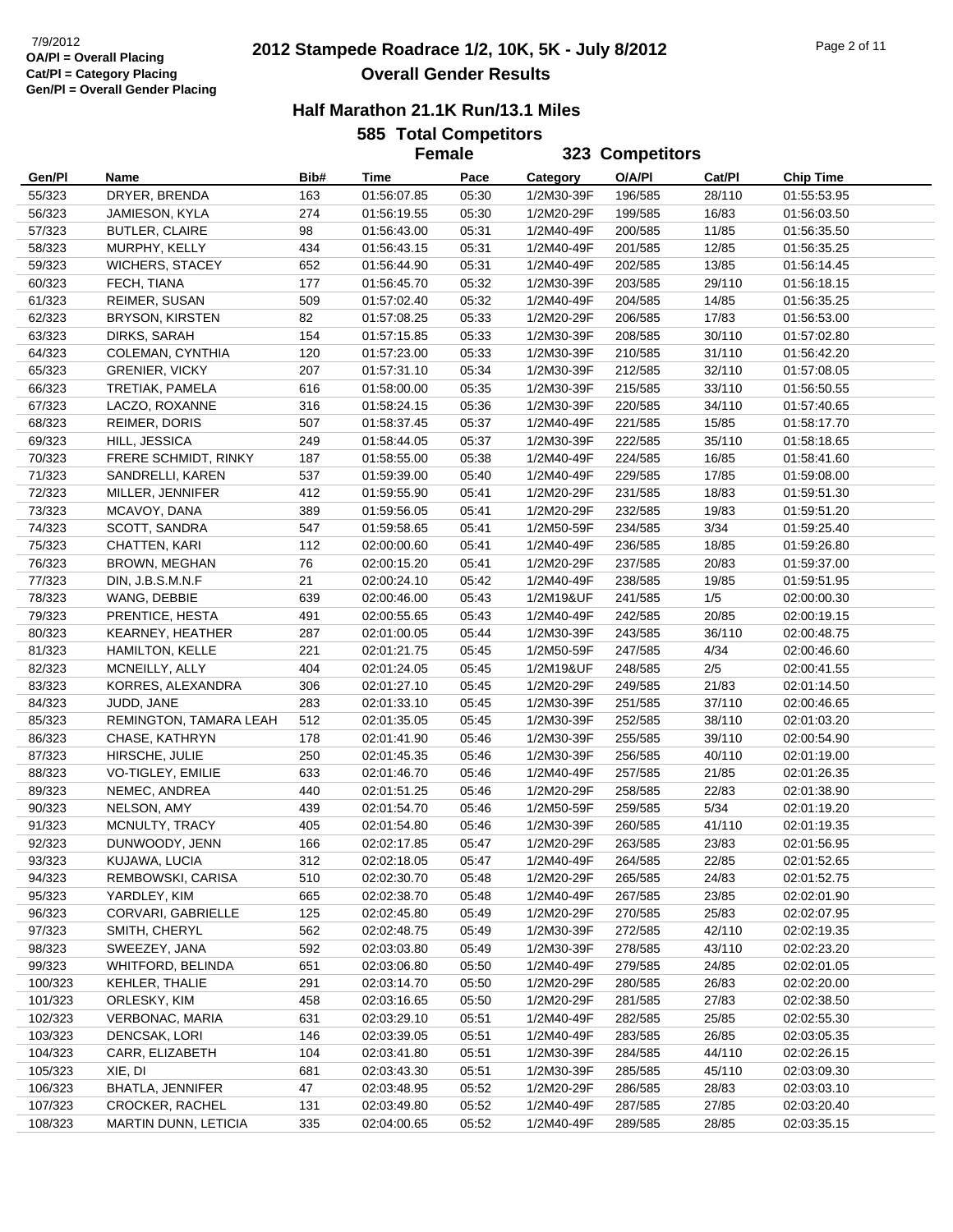7/9/2012
**OA/Pl = Overall Placing**
**Cat/Pl = Category Placing**
**Gen/Pl = Overall Gender Placing**

# 2012 Stampede Roadrace 1/2, 10K, 5K - July 8/2012

## Overall Gender Results

### Half Marathon 21.1K Run/13.1 Miles

**585 Total Competitors**

**Female 323 Competitors**

| Gen/Pl | Name | Bib# | Time | Pace | Category | O/A/Pl | Cat/Pl | Chip Time |
|---|---|---|---|---|---|---|---|---|
| 55/323 | DRYER, BRENDA | 163 | 01:56:07.85 | 05:30 | 1/2M30-39F | 196/585 | 28/110 | 01:55:53.95 |
| 56/323 | JAMIESON, KYLA | 274 | 01:56:19.55 | 05:30 | 1/2M20-29F | 199/585 | 16/83 | 01:56:03.50 |
| 57/323 | BUTLER, CLAIRE | 98 | 01:56:43.00 | 05:31 | 1/2M40-49F | 200/585 | 11/85 | 01:56:35.50 |
| 58/323 | MURPHY, KELLY | 434 | 01:56:43.15 | 05:31 | 1/2M40-49F | 201/585 | 12/85 | 01:56:35.25 |
| 59/323 | WICHERS, STACEY | 652 | 01:56:44.90 | 05:31 | 1/2M40-49F | 202/585 | 13/85 | 01:56:14.45 |
| 60/323 | FECH, TIANA | 177 | 01:56:45.70 | 05:32 | 1/2M30-39F | 203/585 | 29/110 | 01:56:18.15 |
| 61/323 | REIMER, SUSAN | 509 | 01:57:02.40 | 05:32 | 1/2M40-49F | 204/585 | 14/85 | 01:56:35.25 |
| 62/323 | BRYSON, KIRSTEN | 82 | 01:57:08.25 | 05:33 | 1/2M20-29F | 206/585 | 17/83 | 01:56:53.00 |
| 63/323 | DIRKS, SARAH | 154 | 01:57:15.85 | 05:33 | 1/2M30-39F | 208/585 | 30/110 | 01:57:02.80 |
| 64/323 | COLEMAN, CYNTHIA | 120 | 01:57:23.00 | 05:33 | 1/2M30-39F | 210/585 | 31/110 | 01:56:42.20 |
| 65/323 | GRENIER, VICKY | 207 | 01:57:31.10 | 05:34 | 1/2M30-39F | 212/585 | 32/110 | 01:57:08.05 |
| 66/323 | TRETIAK, PAMELA | 616 | 01:58:00.00 | 05:35 | 1/2M30-39F | 215/585 | 33/110 | 01:56:50.55 |
| 67/323 | LACZO, ROXANNE | 316 | 01:58:24.15 | 05:36 | 1/2M30-39F | 220/585 | 34/110 | 01:57:40.65 |
| 68/323 | REIMER, DORIS | 507 | 01:58:37.45 | 05:37 | 1/2M40-49F | 221/585 | 15/85 | 01:58:17.70 |
| 69/323 | HILL, JESSICA | 249 | 01:58:44.05 | 05:37 | 1/2M30-39F | 222/585 | 35/110 | 01:58:18.65 |
| 70/323 | FRERE SCHMIDT, RINKY | 187 | 01:58:55.00 | 05:38 | 1/2M40-49F | 224/585 | 16/85 | 01:58:41.60 |
| 71/323 | SANDRELLI, KAREN | 537 | 01:59:39.00 | 05:40 | 1/2M40-49F | 229/585 | 17/85 | 01:59:08.00 |
| 72/323 | MILLER, JENNIFER | 412 | 01:59:55.90 | 05:41 | 1/2M20-29F | 231/585 | 18/83 | 01:59:51.30 |
| 73/323 | MCAVOY, DANA | 389 | 01:59:56.05 | 05:41 | 1/2M20-29F | 232/585 | 19/83 | 01:59:51.20 |
| 74/323 | SCOTT, SANDRA | 547 | 01:59:58.65 | 05:41 | 1/2M50-59F | 234/585 | 3/34 | 01:59:25.40 |
| 75/323 | CHATTEN, KARI | 112 | 02:00:00.60 | 05:41 | 1/2M40-49F | 236/585 | 18/85 | 01:59:26.80 |
| 76/323 | BROWN, MEGHAN | 76 | 02:00:15.20 | 05:41 | 1/2M20-29F | 237/585 | 20/83 | 01:59:37.00 |
| 77/323 | DIN, J.B.S.M.N.F | 21 | 02:00:24.10 | 05:42 | 1/2M40-49F | 238/585 | 19/85 | 01:59:51.95 |
| 78/323 | WANG, DEBBIE | 639 | 02:00:46.00 | 05:43 | 1/2M19&UF | 241/585 | 1/5 | 02:00:00.30 |
| 79/323 | PRENTICE, HESTA | 491 | 02:00:55.65 | 05:43 | 1/2M40-49F | 242/585 | 20/85 | 02:00:19.15 |
| 80/323 | KEARNEY, HEATHER | 287 | 02:01:00.05 | 05:44 | 1/2M30-39F | 243/585 | 36/110 | 02:00:48.75 |
| 81/323 | HAMILTON, KELLE | 221 | 02:01:21.75 | 05:45 | 1/2M50-59F | 247/585 | 4/34 | 02:00:46.60 |
| 82/323 | MCNEILLY, ALLY | 404 | 02:01:24.05 | 05:45 | 1/2M19&UF | 248/585 | 2/5 | 02:00:41.55 |
| 83/323 | KORRES, ALEXANDRA | 306 | 02:01:27.10 | 05:45 | 1/2M20-29F | 249/585 | 21/83 | 02:01:14.50 |
| 84/323 | JUDD, JANE | 283 | 02:01:33.10 | 05:45 | 1/2M30-39F | 251/585 | 37/110 | 02:00:46.65 |
| 85/323 | REMINGTON, TAMARA LEAH | 512 | 02:01:35.05 | 05:45 | 1/2M30-39F | 252/585 | 38/110 | 02:01:03.20 |
| 86/323 | CHASE, KATHRYN | 178 | 02:01:41.90 | 05:46 | 1/2M30-39F | 255/585 | 39/110 | 02:00:54.90 |
| 87/323 | HIRSCHE, JULIE | 250 | 02:01:45.35 | 05:46 | 1/2M30-39F | 256/585 | 40/110 | 02:01:19.00 |
| 88/323 | VO-TIGLEY, EMILIE | 633 | 02:01:46.70 | 05:46 | 1/2M40-49F | 257/585 | 21/85 | 02:01:26.35 |
| 89/323 | NEMEC, ANDREA | 440 | 02:01:51.25 | 05:46 | 1/2M20-29F | 258/585 | 22/83 | 02:01:38.90 |
| 90/323 | NELSON, AMY | 439 | 02:01:54.70 | 05:46 | 1/2M50-59F | 259/585 | 5/34 | 02:01:19.20 |
| 91/323 | MCNULTY, TRACY | 405 | 02:01:54.80 | 05:46 | 1/2M30-39F | 260/585 | 41/110 | 02:01:19.35 |
| 92/323 | DUNWOODY, JENN | 166 | 02:02:17.85 | 05:47 | 1/2M20-29F | 263/585 | 23/83 | 02:01:56.95 |
| 93/323 | KUJAWA, LUCIA | 312 | 02:02:18.05 | 05:47 | 1/2M40-49F | 264/585 | 22/85 | 02:01:52.65 |
| 94/323 | REMBOWSKI, CARISA | 510 | 02:02:30.70 | 05:48 | 1/2M20-29F | 265/585 | 24/83 | 02:01:52.75 |
| 95/323 | YARDLEY, KIM | 665 | 02:02:38.70 | 05:48 | 1/2M40-49F | 267/585 | 23/85 | 02:02:01.90 |
| 96/323 | CORVARI, GABRIELLE | 125 | 02:02:45.80 | 05:49 | 1/2M20-29F | 270/585 | 25/83 | 02:02:07.95 |
| 97/323 | SMITH, CHERYL | 562 | 02:02:48.75 | 05:49 | 1/2M30-39F | 272/585 | 42/110 | 02:02:19.35 |
| 98/323 | SWEEZEY, JANA | 592 | 02:03:03.80 | 05:49 | 1/2M30-39F | 278/585 | 43/110 | 02:02:23.20 |
| 99/323 | WHITFORD, BELINDA | 651 | 02:03:06.80 | 05:50 | 1/2M40-49F | 279/585 | 24/85 | 02:02:01.05 |
| 100/323 | KEHLER, THALIE | 291 | 02:03:14.70 | 05:50 | 1/2M20-29F | 280/585 | 26/83 | 02:02:20.00 |
| 101/323 | ORLESKY, KIM | 458 | 02:03:16.65 | 05:50 | 1/2M20-29F | 281/585 | 27/83 | 02:02:38.50 |
| 102/323 | VERBONAC, MARIA | 631 | 02:03:29.10 | 05:51 | 1/2M40-49F | 282/585 | 25/85 | 02:02:55.30 |
| 103/323 | DENCSAK, LORI | 146 | 02:03:39.05 | 05:51 | 1/2M40-49F | 283/585 | 26/85 | 02:03:05.35 |
| 104/323 | CARR, ELIZABETH | 104 | 02:03:41.80 | 05:51 | 1/2M30-39F | 284/585 | 44/110 | 02:02:26.15 |
| 105/323 | XIE, DI | 681 | 02:03:43.30 | 05:51 | 1/2M30-39F | 285/585 | 45/110 | 02:03:09.30 |
| 106/323 | BHATLA, JENNIFER | 47 | 02:03:48.95 | 05:52 | 1/2M20-29F | 286/585 | 28/83 | 02:03:03.10 |
| 107/323 | CROCKER, RACHEL | 131 | 02:03:49.80 | 05:52 | 1/2M40-49F | 287/585 | 27/85 | 02:03:20.40 |
| 108/323 | MARTIN DUNN, LETICIA | 335 | 02:04:00.65 | 05:52 | 1/2M40-49F | 289/585 | 28/85 | 02:03:35.15 |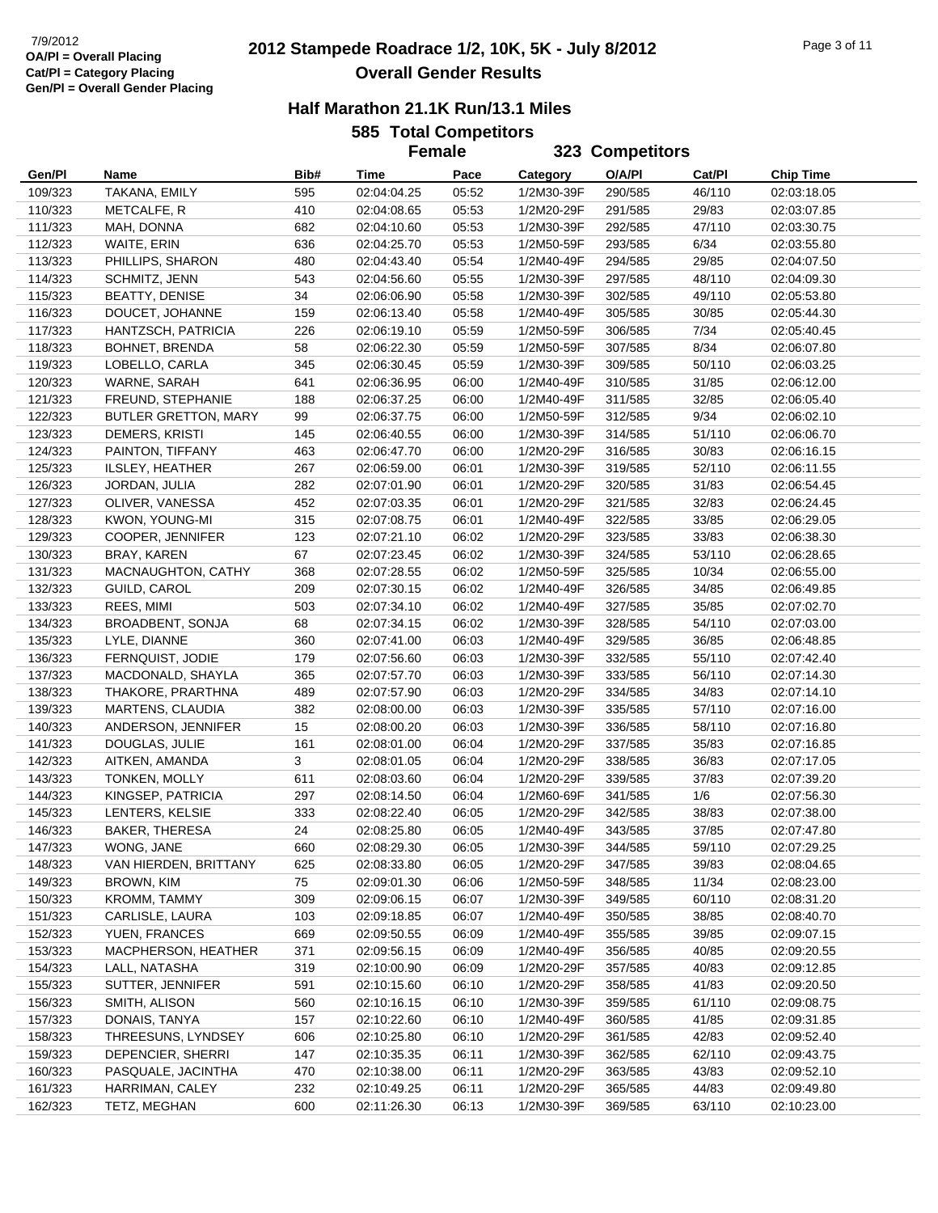# 2012 Stampede Roadrace 1/2, 10K, 5K - July 8/2012

## Overall Gender Results

7/9/2012
OA/Pl = Overall Placing
Cat/Pl = Category Placing
Gen/Pl = Overall Gender Placing

### Half Marathon 21.1K Run/13.1 Miles

**585 Total Competitors**

**Female 323 Competitors**

| Gen/Pl | Name | Bib# | Time | Pace | Category | O/A/Pl | Cat/Pl | Chip Time |
|---|---|---|---|---|---|---|---|---|
| 109/323 | TAKANA, EMILY | 595 | 02:04:04.25 | 05:52 | 1/2M30-39F | 290/585 | 46/110 | 02:03:18.05 |
| 110/323 | METCALFE, R | 410 | 02:04:08.65 | 05:53 | 1/2M20-29F | 291/585 | 29/83 | 02:03:07.85 |
| 111/323 | MAH, DONNA | 682 | 02:04:10.60 | 05:53 | 1/2M30-39F | 292/585 | 47/110 | 02:03:30.75 |
| 112/323 | WAITE, ERIN | 636 | 02:04:25.70 | 05:53 | 1/2M50-59F | 293/585 | 6/34 | 02:03:55.80 |
| 113/323 | PHILLIPS, SHARON | 480 | 02:04:43.40 | 05:54 | 1/2M40-49F | 294/585 | 29/85 | 02:04:07.50 |
| 114/323 | SCHMITZ, JENN | 543 | 02:04:56.60 | 05:55 | 1/2M30-39F | 297/585 | 48/110 | 02:04:09.30 |
| 115/323 | BEATTY, DENISE | 34 | 02:06:06.90 | 05:58 | 1/2M30-39F | 302/585 | 49/110 | 02:05:53.80 |
| 116/323 | DOUCET, JOHANNE | 159 | 02:06:13.40 | 05:58 | 1/2M40-49F | 305/585 | 30/85 | 02:05:44.30 |
| 117/323 | HANTZSCH, PATRICIA | 226 | 02:06:19.10 | 05:59 | 1/2M50-59F | 306/585 | 7/34 | 02:05:40.45 |
| 118/323 | BOHNET, BRENDA | 58 | 02:06:22.30 | 05:59 | 1/2M50-59F | 307/585 | 8/34 | 02:06:07.80 |
| 119/323 | LOBELLO, CARLA | 345 | 02:06:30.45 | 05:59 | 1/2M30-39F | 309/585 | 50/110 | 02:06:03.25 |
| 120/323 | WARNE, SARAH | 641 | 02:06:36.95 | 06:00 | 1/2M40-49F | 310/585 | 31/85 | 02:06:12.00 |
| 121/323 | FREUND, STEPHANIE | 188 | 02:06:37.25 | 06:00 | 1/2M40-49F | 311/585 | 32/85 | 02:06:05.40 |
| 122/323 | BUTLER GRETTON, MARY | 99 | 02:06:37.75 | 06:00 | 1/2M50-59F | 312/585 | 9/34 | 02:06:02.10 |
| 123/323 | DEMERS, KRISTI | 145 | 02:06:40.55 | 06:00 | 1/2M30-39F | 314/585 | 51/110 | 02:06:06.70 |
| 124/323 | PAINTON, TIFFANY | 463 | 02:06:47.70 | 06:00 | 1/2M20-29F | 316/585 | 30/83 | 02:06:16.15 |
| 125/323 | ILSLEY, HEATHER | 267 | 02:06:59.00 | 06:01 | 1/2M30-39F | 319/585 | 52/110 | 02:06:11.55 |
| 126/323 | JORDAN, JULIA | 282 | 02:07:01.90 | 06:01 | 1/2M20-29F | 320/585 | 31/83 | 02:06:54.45 |
| 127/323 | OLIVER, VANESSA | 452 | 02:07:03.35 | 06:01 | 1/2M20-29F | 321/585 | 32/83 | 02:06:24.45 |
| 128/323 | KWON, YOUNG-MI | 315 | 02:07:08.75 | 06:01 | 1/2M40-49F | 322/585 | 33/85 | 02:06:29.05 |
| 129/323 | COOPER, JENNIFER | 123 | 02:07:21.10 | 06:02 | 1/2M20-29F | 323/585 | 33/83 | 02:06:38.30 |
| 130/323 | BRAY, KAREN | 67 | 02:07:23.45 | 06:02 | 1/2M30-39F | 324/585 | 53/110 | 02:06:28.65 |
| 131/323 | MACNAUGHTON, CATHY | 368 | 02:07:28.55 | 06:02 | 1/2M50-59F | 325/585 | 10/34 | 02:06:55.00 |
| 132/323 | GUILD, CAROL | 209 | 02:07:30.15 | 06:02 | 1/2M40-49F | 326/585 | 34/85 | 02:06:49.85 |
| 133/323 | REES, MIMI | 503 | 02:07:34.10 | 06:02 | 1/2M40-49F | 327/585 | 35/85 | 02:07:02.70 |
| 134/323 | BROADBENT, SONJA | 68 | 02:07:34.15 | 06:02 | 1/2M30-39F | 328/585 | 54/110 | 02:07:03.00 |
| 135/323 | LYLE, DIANNE | 360 | 02:07:41.00 | 06:03 | 1/2M40-49F | 329/585 | 36/85 | 02:06:48.85 |
| 136/323 | FERNQUIST, JODIE | 179 | 02:07:56.60 | 06:03 | 1/2M30-39F | 332/585 | 55/110 | 02:07:42.40 |
| 137/323 | MACDONALD, SHAYLA | 365 | 02:07:57.70 | 06:03 | 1/2M30-39F | 333/585 | 56/110 | 02:07:14.30 |
| 138/323 | THAKORE, PRARTHNA | 489 | 02:07:57.90 | 06:03 | 1/2M20-29F | 334/585 | 34/83 | 02:07:14.10 |
| 139/323 | MARTENS, CLAUDIA | 382 | 02:08:00.00 | 06:03 | 1/2M30-39F | 335/585 | 57/110 | 02:07:16.00 |
| 140/323 | ANDERSON, JENNIFER | 15 | 02:08:00.20 | 06:03 | 1/2M30-39F | 336/585 | 58/110 | 02:07:16.80 |
| 141/323 | DOUGLAS, JULIE | 161 | 02:08:01.00 | 06:04 | 1/2M20-29F | 337/585 | 35/83 | 02:07:16.85 |
| 142/323 | AITKEN, AMANDA | 3 | 02:08:01.05 | 06:04 | 1/2M20-29F | 338/585 | 36/83 | 02:07:17.05 |
| 143/323 | TONKEN, MOLLY | 611 | 02:08:03.60 | 06:04 | 1/2M20-29F | 339/585 | 37/83 | 02:07:39.20 |
| 144/323 | KINGSEP, PATRICIA | 297 | 02:08:14.50 | 06:04 | 1/2M60-69F | 341/585 | 1/6 | 02:07:56.30 |
| 145/323 | LENTERS, KELSIE | 333 | 02:08:22.40 | 06:05 | 1/2M20-29F | 342/585 | 38/83 | 02:07:38.00 |
| 146/323 | BAKER, THERESA | 24 | 02:08:25.80 | 06:05 | 1/2M40-49F | 343/585 | 37/85 | 02:07:47.80 |
| 147/323 | WONG, JANE | 660 | 02:08:29.30 | 06:05 | 1/2M30-39F | 344/585 | 59/110 | 02:07:29.25 |
| 148/323 | VAN HIERDEN, BRITTANY | 625 | 02:08:33.80 | 06:05 | 1/2M20-29F | 347/585 | 39/83 | 02:08:04.65 |
| 149/323 | BROWN, KIM | 75 | 02:09:01.30 | 06:06 | 1/2M50-59F | 348/585 | 11/34 | 02:08:23.00 |
| 150/323 | KROMM, TAMMY | 309 | 02:09:06.15 | 06:07 | 1/2M30-39F | 349/585 | 60/110 | 02:08:31.20 |
| 151/323 | CARLISLE, LAURA | 103 | 02:09:18.85 | 06:07 | 1/2M40-49F | 350/585 | 38/85 | 02:08:40.70 |
| 152/323 | YUEN, FRANCES | 669 | 02:09:50.55 | 06:09 | 1/2M40-49F | 355/585 | 39/85 | 02:09:07.15 |
| 153/323 | MACPHERSON, HEATHER | 371 | 02:09:56.15 | 06:09 | 1/2M40-49F | 356/585 | 40/85 | 02:09:20.55 |
| 154/323 | LALL, NATASHA | 319 | 02:10:00.90 | 06:09 | 1/2M20-29F | 357/585 | 40/83 | 02:09:12.85 |
| 155/323 | SUTTER, JENNIFER | 591 | 02:10:15.60 | 06:10 | 1/2M20-29F | 358/585 | 41/83 | 02:09:20.50 |
| 156/323 | SMITH, ALISON | 560 | 02:10:16.15 | 06:10 | 1/2M30-39F | 359/585 | 61/110 | 02:09:08.75 |
| 157/323 | DONAIS, TANYA | 157 | 02:10:22.60 | 06:10 | 1/2M40-49F | 360/585 | 41/85 | 02:09:31.85 |
| 158/323 | THREESUNS, LYNDSEY | 606 | 02:10:25.80 | 06:10 | 1/2M20-29F | 361/585 | 42/83 | 02:09:52.40 |
| 159/323 | DEPENCIER, SHERRI | 147 | 02:10:35.35 | 06:11 | 1/2M30-39F | 362/585 | 62/110 | 02:09:43.75 |
| 160/323 | PASQUALE, JACINTHA | 470 | 02:10:38.00 | 06:11 | 1/2M20-29F | 363/585 | 43/83 | 02:09:52.10 |
| 161/323 | HARRIMAN, CALEY | 232 | 02:10:49.25 | 06:11 | 1/2M20-29F | 365/585 | 44/83 | 02:09:49.80 |
| 162/323 | TETZ, MEGHAN | 600 | 02:11:26.30 | 06:13 | 1/2M30-39F | 369/585 | 63/110 | 02:10:23.00 |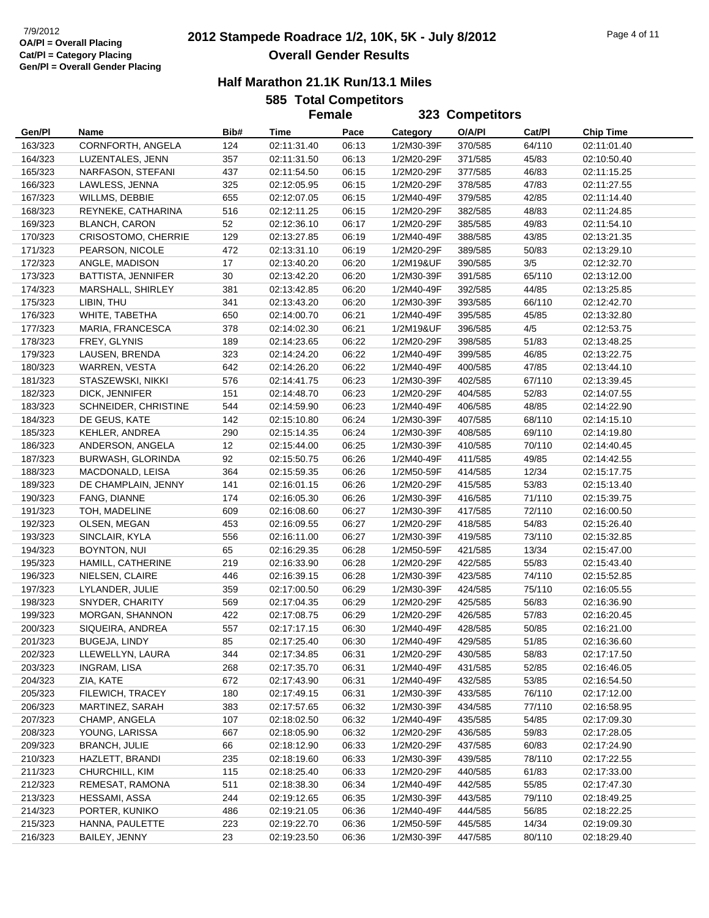# 2012 Stampede Roadrace 1/2, 10K, 5K - July 8/2012

## Overall Gender Results

7/9/2012
**OA/Pl = Overall Placing**
**Cat/Pl = Category Placing**
**Gen/Pl = Overall Gender Placing**

### Half Marathon 21.1K Run/13.1 Miles

**585 Total Competitors**

**Female — 323 Competitors**

| Gen/Pl | Name | Bib# | Time | Pace | Category | O/A/Pl | Cat/Pl | Chip Time |
|---|---|---|---|---|---|---|---|---|
| 163/323 | CORNFORTH, ANGELA | 124 | 02:11:31.40 | 06:13 | 1/2M30-39F | 370/585 | 64/110 | 02:11:01.40 |
| 164/323 | LUZENTALES, JENN | 357 | 02:11:31.50 | 06:13 | 1/2M20-29F | 371/585 | 45/83 | 02:10:50.40 |
| 165/323 | NARFASON, STEFANI | 437 | 02:11:54.50 | 06:15 | 1/2M20-29F | 377/585 | 46/83 | 02:11:15.25 |
| 166/323 | LAWLESS, JENNA | 325 | 02:12:05.95 | 06:15 | 1/2M20-29F | 378/585 | 47/83 | 02:11:27.55 |
| 167/323 | WILLMS, DEBBIE | 655 | 02:12:07.05 | 06:15 | 1/2M40-49F | 379/585 | 42/85 | 02:11:14.40 |
| 168/323 | REYNEKE, CATHARINA | 516 | 02:12:11.25 | 06:15 | 1/2M20-29F | 382/585 | 48/83 | 02:11:24.85 |
| 169/323 | BLANCH, CARON | 52 | 02:12:36.10 | 06:17 | 1/2M20-29F | 385/585 | 49/83 | 02:11:54.10 |
| 170/323 | CRISOSTOMO, CHERRIE | 129 | 02:13:27.85 | 06:19 | 1/2M40-49F | 388/585 | 43/85 | 02:13:21.35 |
| 171/323 | PEARSON, NICOLE | 472 | 02:13:31.10 | 06:19 | 1/2M20-29F | 389/585 | 50/83 | 02:13:29.10 |
| 172/323 | ANGLE, MADISON | 17 | 02:13:40.20 | 06:20 | 1/2M19&UF | 390/585 | 3/5 | 02:12:32.70 |
| 173/323 | BATTISTA, JENNIFER | 30 | 02:13:42.20 | 06:20 | 1/2M30-39F | 391/585 | 65/110 | 02:13:12.00 |
| 174/323 | MARSHALL, SHIRLEY | 381 | 02:13:42.85 | 06:20 | 1/2M40-49F | 392/585 | 44/85 | 02:13:25.85 |
| 175/323 | LIBIN, THU | 341 | 02:13:43.20 | 06:20 | 1/2M30-39F | 393/585 | 66/110 | 02:12:42.70 |
| 176/323 | WHITE, TABETHA | 650 | 02:14:00.70 | 06:21 | 1/2M40-49F | 395/585 | 45/85 | 02:13:32.80 |
| 177/323 | MARIA, FRANCESCA | 378 | 02:14:02.30 | 06:21 | 1/2M19&UF | 396/585 | 4/5 | 02:12:53.75 |
| 178/323 | FREY, GLYNIS | 189 | 02:14:23.65 | 06:22 | 1/2M20-29F | 398/585 | 51/83 | 02:13:48.25 |
| 179/323 | LAUSEN, BRENDA | 323 | 02:14:24.20 | 06:22 | 1/2M40-49F | 399/585 | 46/85 | 02:13:22.75 |
| 180/323 | WARREN, VESTA | 642 | 02:14:26.20 | 06:22 | 1/2M40-49F | 400/585 | 47/85 | 02:13:44.10 |
| 181/323 | STASZEWSKI, NIKKI | 576 | 02:14:41.75 | 06:23 | 1/2M30-39F | 402/585 | 67/110 | 02:13:39.45 |
| 182/323 | DICK, JENNIFER | 151 | 02:14:48.70 | 06:23 | 1/2M20-29F | 404/585 | 52/83 | 02:14:07.55 |
| 183/323 | SCHNEIDER, CHRISTINE | 544 | 02:14:59.90 | 06:23 | 1/2M40-49F | 406/585 | 48/85 | 02:14:22.90 |
| 184/323 | DE GEUS, KATE | 142 | 02:15:10.80 | 06:24 | 1/2M30-39F | 407/585 | 68/110 | 02:14:15.10 |
| 185/323 | KEHLER, ANDREA | 290 | 02:15:14.35 | 06:24 | 1/2M30-39F | 408/585 | 69/110 | 02:14:19.80 |
| 186/323 | ANDERSON, ANGELA | 12 | 02:15:44.00 | 06:25 | 1/2M30-39F | 410/585 | 70/110 | 02:14:40.45 |
| 187/323 | BURWASH, GLORINDA | 92 | 02:15:50.75 | 06:26 | 1/2M40-49F | 411/585 | 49/85 | 02:14:42.55 |
| 188/323 | MACDONALD, LEISA | 364 | 02:15:59.35 | 06:26 | 1/2M50-59F | 414/585 | 12/34 | 02:15:17.75 |
| 189/323 | DE CHAMPLAIN, JENNY | 141 | 02:16:01.15 | 06:26 | 1/2M20-29F | 415/585 | 53/83 | 02:15:13.40 |
| 190/323 | FANG, DIANNE | 174 | 02:16:05.30 | 06:26 | 1/2M30-39F | 416/585 | 71/110 | 02:15:39.75 |
| 191/323 | TOH, MADELINE | 609 | 02:16:08.60 | 06:27 | 1/2M30-39F | 417/585 | 72/110 | 02:16:00.50 |
| 192/323 | OLSEN, MEGAN | 453 | 02:16:09.55 | 06:27 | 1/2M20-29F | 418/585 | 54/83 | 02:15:26.40 |
| 193/323 | SINCLAIR, KYLA | 556 | 02:16:11.00 | 06:27 | 1/2M30-39F | 419/585 | 73/110 | 02:15:32.85 |
| 194/323 | BOYNTON, NUI | 65 | 02:16:29.35 | 06:28 | 1/2M50-59F | 421/585 | 13/34 | 02:15:47.00 |
| 195/323 | HAMILL, CATHERINE | 219 | 02:16:33.90 | 06:28 | 1/2M20-29F | 422/585 | 55/83 | 02:15:43.40 |
| 196/323 | NIELSEN, CLAIRE | 446 | 02:16:39.15 | 06:28 | 1/2M30-39F | 423/585 | 74/110 | 02:15:52.85 |
| 197/323 | LYLANDER, JULIE | 359 | 02:17:00.50 | 06:29 | 1/2M30-39F | 424/585 | 75/110 | 02:16:05.55 |
| 198/323 | SNYDER, CHARITY | 569 | 02:17:04.35 | 06:29 | 1/2M20-29F | 425/585 | 56/83 | 02:16:36.90 |
| 199/323 | MORGAN, SHANNON | 422 | 02:17:08.75 | 06:29 | 1/2M20-29F | 426/585 | 57/83 | 02:16:20.45 |
| 200/323 | SIQUEIRA, ANDREA | 557 | 02:17:17.15 | 06:30 | 1/2M40-49F | 428/585 | 50/85 | 02:16:21.00 |
| 201/323 | BUGEJA, LINDY | 85 | 02:17:25.40 | 06:30 | 1/2M40-49F | 429/585 | 51/85 | 02:16:36.60 |
| 202/323 | LLEWELLYN, LAURA | 344 | 02:17:34.85 | 06:31 | 1/2M20-29F | 430/585 | 58/83 | 02:17:17.50 |
| 203/323 | INGRAM, LISA | 268 | 02:17:35.70 | 06:31 | 1/2M40-49F | 431/585 | 52/85 | 02:16:46.05 |
| 204/323 | ZIA, KATE | 672 | 02:17:43.90 | 06:31 | 1/2M40-49F | 432/585 | 53/85 | 02:16:54.50 |
| 205/323 | FILEWICH, TRACEY | 180 | 02:17:49.15 | 06:31 | 1/2M30-39F | 433/585 | 76/110 | 02:17:12.00 |
| 206/323 | MARTINEZ, SARAH | 383 | 02:17:57.65 | 06:32 | 1/2M30-39F | 434/585 | 77/110 | 02:16:58.95 |
| 207/323 | CHAMP, ANGELA | 107 | 02:18:02.50 | 06:32 | 1/2M40-49F | 435/585 | 54/85 | 02:17:09.30 |
| 208/323 | YOUNG, LARISSA | 667 | 02:18:05.90 | 06:32 | 1/2M20-29F | 436/585 | 59/83 | 02:17:28.05 |
| 209/323 | BRANCH, JULIE | 66 | 02:18:12.90 | 06:33 | 1/2M20-29F | 437/585 | 60/83 | 02:17:24.90 |
| 210/323 | HAZLETT, BRANDI | 235 | 02:18:19.60 | 06:33 | 1/2M30-39F | 439/585 | 78/110 | 02:17:22.55 |
| 211/323 | CHURCHILL, KIM | 115 | 02:18:25.40 | 06:33 | 1/2M20-29F | 440/585 | 61/83 | 02:17:33.00 |
| 212/323 | REMESAT, RAMONA | 511 | 02:18:38.30 | 06:34 | 1/2M40-49F | 442/585 | 55/85 | 02:17:47.30 |
| 213/323 | HESSAMI, ASSA | 244 | 02:19:12.65 | 06:35 | 1/2M30-39F | 443/585 | 79/110 | 02:18:49.25 |
| 214/323 | PORTER, KUNIKO | 486 | 02:19:21.05 | 06:36 | 1/2M40-49F | 444/585 | 56/85 | 02:18:22.25 |
| 215/323 | HANNA, PAULETTE | 223 | 02:19:22.70 | 06:36 | 1/2M50-59F | 445/585 | 14/34 | 02:19:09.30 |
| 216/323 | BAILEY, JENNY | 23 | 02:19:23.50 | 06:36 | 1/2M30-39F | 447/585 | 80/110 | 02:18:29.40 |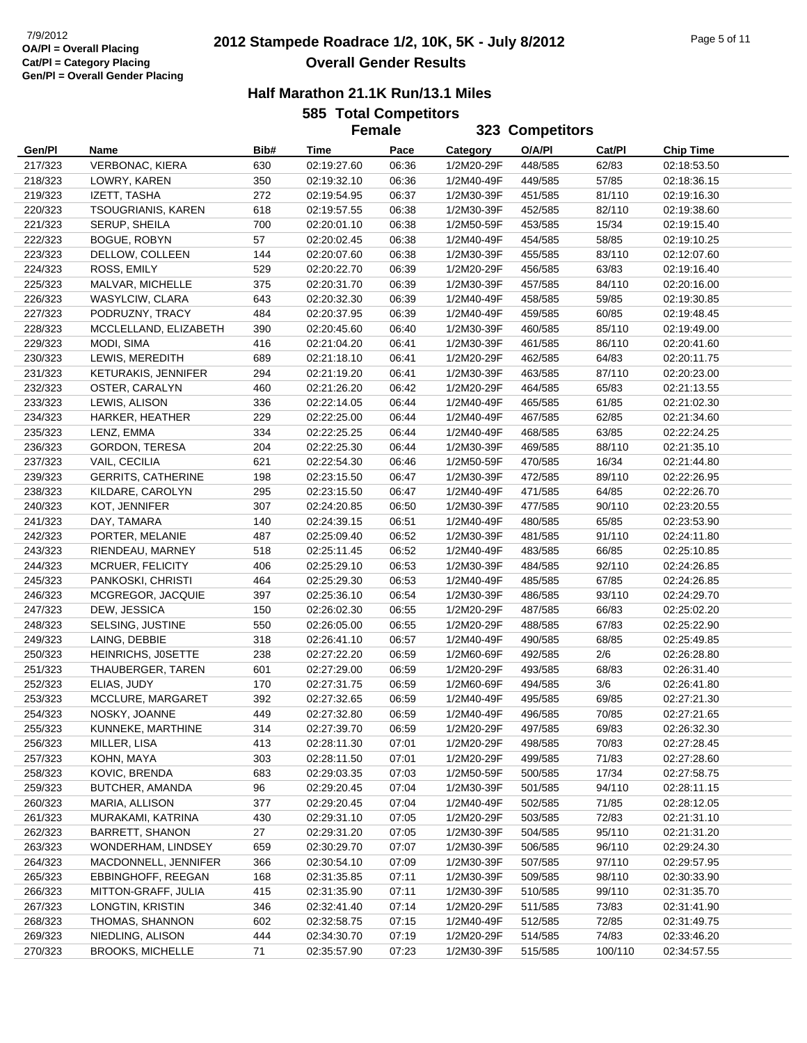7/9/2012
OA/Pl = Overall Placing
Cat/Pl = Category Placing
Gen/Pl = Overall Gender Placing

# 2012 Stampede Roadrace 1/2, 10K, 5K - July 8/2012

## Overall Gender Results

### Half Marathon 21.1K Run/13.1 Miles

**585 Total Competitors**

**Female 323 Competitors**

| Gen/Pl | Name | Bib# | Time | Pace | Category | O/A/Pl | Cat/Pl | Chip Time |
|---|---|---|---|---|---|---|---|---|
| 217/323 | VERBONAC, KIERA | 630 | 02:19:27.60 | 06:36 | 1/2M20-29F | 448/585 | 62/83 | 02:18:53.50 |
| 218/323 | LOWRY, KAREN | 350 | 02:19:32.10 | 06:36 | 1/2M40-49F | 449/585 | 57/85 | 02:18:36.15 |
| 219/323 | IZETT, TASHA | 272 | 02:19:54.95 | 06:37 | 1/2M30-39F | 451/585 | 81/110 | 02:19:16.30 |
| 220/323 | TSOUGRIANIS, KAREN | 618 | 02:19:57.55 | 06:38 | 1/2M30-39F | 452/585 | 82/110 | 02:19:38.60 |
| 221/323 | SERUP, SHEILA | 700 | 02:20:01.10 | 06:38 | 1/2M50-59F | 453/585 | 15/34 | 02:19:15.40 |
| 222/323 | BOGUE, ROBYN | 57 | 02:20:02.45 | 06:38 | 1/2M40-49F | 454/585 | 58/85 | 02:19:10.25 |
| 223/323 | DELLOW, COLLEEN | 144 | 02:20:07.60 | 06:38 | 1/2M30-39F | 455/585 | 83/110 | 02:12:07.60 |
| 224/323 | ROSS, EMILY | 529 | 02:20:22.70 | 06:39 | 1/2M20-29F | 456/585 | 63/83 | 02:19:16.40 |
| 225/323 | MALVAR, MICHELLE | 375 | 02:20:31.70 | 06:39 | 1/2M30-39F | 457/585 | 84/110 | 02:20:16.00 |
| 226/323 | WASYLCIW, CLARA | 643 | 02:20:32.30 | 06:39 | 1/2M40-49F | 458/585 | 59/85 | 02:19:30.85 |
| 227/323 | PODRUZNY, TRACY | 484 | 02:20:37.95 | 06:39 | 1/2M40-49F | 459/585 | 60/85 | 02:19:48.45 |
| 228/323 | MCCLELLAND, ELIZABETH | 390 | 02:20:45.60 | 06:40 | 1/2M30-39F | 460/585 | 85/110 | 02:19:49.00 |
| 229/323 | MODI, SIMA | 416 | 02:21:04.20 | 06:41 | 1/2M30-39F | 461/585 | 86/110 | 02:20:41.60 |
| 230/323 | LEWIS, MEREDITH | 689 | 02:21:18.10 | 06:41 | 1/2M20-29F | 462/585 | 64/83 | 02:20:11.75 |
| 231/323 | KETURAKIS, JENNIFER | 294 | 02:21:19.20 | 06:41 | 1/2M30-39F | 463/585 | 87/110 | 02:20:23.00 |
| 232/323 | OSTER, CARALYN | 460 | 02:21:26.20 | 06:42 | 1/2M20-29F | 464/585 | 65/83 | 02:21:13.55 |
| 233/323 | LEWIS, ALISON | 336 | 02:22:14.05 | 06:44 | 1/2M40-49F | 465/585 | 61/85 | 02:21:02.30 |
| 234/323 | HARKER, HEATHER | 229 | 02:22:25.00 | 06:44 | 1/2M40-49F | 467/585 | 62/85 | 02:21:34.60 |
| 235/323 | LENZ, EMMA | 334 | 02:22:25.25 | 06:44 | 1/2M40-49F | 468/585 | 63/85 | 02:22:24.25 |
| 236/323 | GORDON, TERESA | 204 | 02:22:25.30 | 06:44 | 1/2M30-39F | 469/585 | 88/110 | 02:21:35.10 |
| 237/323 | VAIL, CECILIA | 621 | 02:22:54.30 | 06:46 | 1/2M50-59F | 470/585 | 16/34 | 02:21:44.80 |
| 239/323 | GERRITS, CATHERINE | 198 | 02:23:15.50 | 06:47 | 1/2M30-39F | 472/585 | 89/110 | 02:22:26.95 |
| 238/323 | KILDARE, CAROLYN | 295 | 02:23:15.50 | 06:47 | 1/2M40-49F | 471/585 | 64/85 | 02:22:26.70 |
| 240/323 | KOT, JENNIFER | 307 | 02:24:20.85 | 06:50 | 1/2M30-39F | 477/585 | 90/110 | 02:23:20.55 |
| 241/323 | DAY, TAMARA | 140 | 02:24:39.15 | 06:51 | 1/2M40-49F | 480/585 | 65/85 | 02:23:53.90 |
| 242/323 | PORTER, MELANIE | 487 | 02:25:09.40 | 06:52 | 1/2M30-39F | 481/585 | 91/110 | 02:24:11.80 |
| 243/323 | RIENDEAU, MARNEY | 518 | 02:25:11.45 | 06:52 | 1/2M40-49F | 483/585 | 66/85 | 02:25:10.85 |
| 244/323 | MCRUER, FELICITY | 406 | 02:25:29.10 | 06:53 | 1/2M30-39F | 484/585 | 92/110 | 02:24:26.85 |
| 245/323 | PANKOSKI, CHRISTI | 464 | 02:25:29.30 | 06:53 | 1/2M40-49F | 485/585 | 67/85 | 02:24:26.85 |
| 246/323 | MCGREGOR, JACQUIE | 397 | 02:25:36.10 | 06:54 | 1/2M30-39F | 486/585 | 93/110 | 02:24:29.70 |
| 247/323 | DEW, JESSICA | 150 | 02:26:02.30 | 06:55 | 1/2M20-29F | 487/585 | 66/83 | 02:25:02.20 |
| 248/323 | SELSING, JUSTINE | 550 | 02:26:05.00 | 06:55 | 1/2M20-29F | 488/585 | 67/83 | 02:25:22.90 |
| 249/323 | LAING, DEBBIE | 318 | 02:26:41.10 | 06:57 | 1/2M40-49F | 490/585 | 68/85 | 02:25:49.85 |
| 250/323 | HEINRICHS, J0SETTE | 238 | 02:27:22.20 | 06:59 | 1/2M60-69F | 492/585 | 2/6 | 02:26:28.80 |
| 251/323 | THAUBERGER, TAREN | 601 | 02:27:29.00 | 06:59 | 1/2M20-29F | 493/585 | 68/83 | 02:26:31.40 |
| 252/323 | ELIAS, JUDY | 170 | 02:27:31.75 | 06:59 | 1/2M60-69F | 494/585 | 3/6 | 02:26:41.80 |
| 253/323 | MCCLURE, MARGARET | 392 | 02:27:32.65 | 06:59 | 1/2M40-49F | 495/585 | 69/85 | 02:27:21.30 |
| 254/323 | NOSKY, JOANNE | 449 | 02:27:32.80 | 06:59 | 1/2M40-49F | 496/585 | 70/85 | 02:27:21.65 |
| 255/323 | KUNNEKE, MARTHINE | 314 | 02:27:39.70 | 06:59 | 1/2M20-29F | 497/585 | 69/83 | 02:26:32.30 |
| 256/323 | MILLER, LISA | 413 | 02:28:11.30 | 07:01 | 1/2M20-29F | 498/585 | 70/83 | 02:27:28.45 |
| 257/323 | KOHN, MAYA | 303 | 02:28:11.50 | 07:01 | 1/2M20-29F | 499/585 | 71/83 | 02:27:28.60 |
| 258/323 | KOVIC, BRENDA | 683 | 02:29:03.35 | 07:03 | 1/2M50-59F | 500/585 | 17/34 | 02:27:58.75 |
| 259/323 | BUTCHER, AMANDA | 96 | 02:29:20.45 | 07:04 | 1/2M30-39F | 501/585 | 94/110 | 02:28:11.15 |
| 260/323 | MARIA, ALLISON | 377 | 02:29:20.45 | 07:04 | 1/2M40-49F | 502/585 | 71/85 | 02:28:12.05 |
| 261/323 | MURAKAMI, KATRINA | 430 | 02:29:31.10 | 07:05 | 1/2M20-29F | 503/585 | 72/83 | 02:21:31.10 |
| 262/323 | BARRETT, SHANON | 27 | 02:29:31.20 | 07:05 | 1/2M30-39F | 504/585 | 95/110 | 02:21:31.20 |
| 263/323 | WONDERHAM, LINDSEY | 659 | 02:30:29.70 | 07:07 | 1/2M30-39F | 506/585 | 96/110 | 02:29:24.30 |
| 264/323 | MACDONNELL, JENNIFER | 366 | 02:30:54.10 | 07:09 | 1/2M30-39F | 507/585 | 97/110 | 02:29:57.95 |
| 265/323 | EBBINGHOFF, REEGAN | 168 | 02:31:35.85 | 07:11 | 1/2M30-39F | 509/585 | 98/110 | 02:30:33.90 |
| 266/323 | MITTON-GRAFF, JULIA | 415 | 02:31:35.90 | 07:11 | 1/2M30-39F | 510/585 | 99/110 | 02:31:35.70 |
| 267/323 | LONGTIN, KRISTIN | 346 | 02:32:41.40 | 07:14 | 1/2M20-29F | 511/585 | 73/83 | 02:31:41.90 |
| 268/323 | THOMAS, SHANNON | 602 | 02:32:58.75 | 07:15 | 1/2M40-49F | 512/585 | 72/85 | 02:31:49.75 |
| 269/323 | NIEDLING, ALISON | 444 | 02:34:30.70 | 07:19 | 1/2M20-29F | 514/585 | 74/83 | 02:33:46.20 |
| 270/323 | BROOKS, MICHELLE | 71 | 02:35:57.90 | 07:23 | 1/2M30-39F | 515/585 | 100/110 | 02:34:57.55 |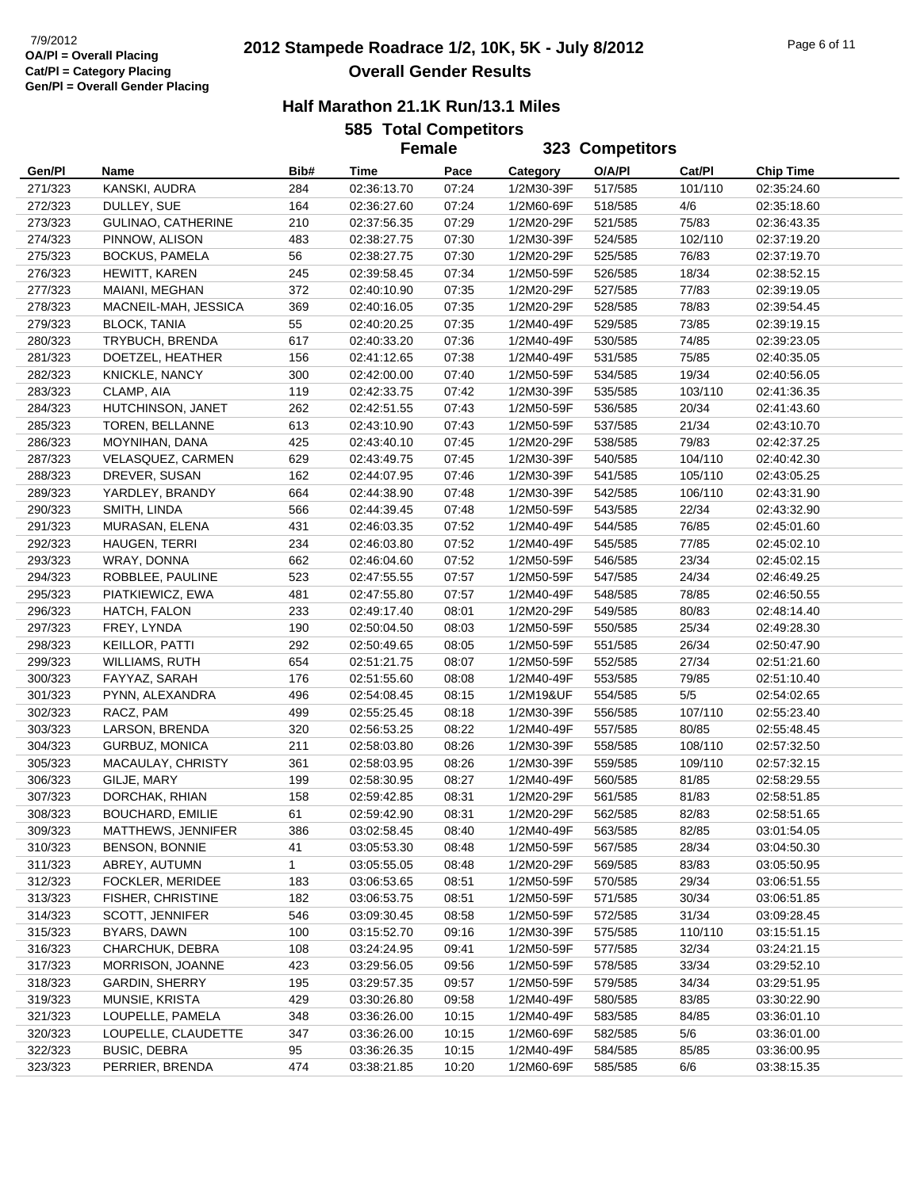7/9/2012
OA/Pl = Overall Placing
Cat/Pl = Category Placing
Gen/Pl = Overall Gender Placing

# 2012 Stampede Roadrace 1/2, 10K, 5K - July 8/2012

## Overall Gender Results

### Half Marathon 21.1K Run/13.1 Miles

**585 Total Competitors**

**Female 323 Competitors**

| Gen/Pl | Name | Bib# | Time | Pace | Category | O/A/Pl | Cat/Pl | Chip Time |
|---|---|---|---|---|---|---|---|---|
| 271/323 | KANSKI, AUDRA | 284 | 02:36:13.70 | 07:24 | 1/2M30-39F | 517/585 | 101/110 | 02:35:24.60 |
| 272/323 | DULLEY, SUE | 164 | 02:36:27.60 | 07:24 | 1/2M60-69F | 518/585 | 4/6 | 02:35:18.60 |
| 273/323 | GULINAO, CATHERINE | 210 | 02:37:56.35 | 07:29 | 1/2M20-29F | 521/585 | 75/83 | 02:36:43.35 |
| 274/323 | PINNOW, ALISON | 483 | 02:38:27.75 | 07:30 | 1/2M30-39F | 524/585 | 102/110 | 02:37:19.20 |
| 275/323 | BOCKUS, PAMELA | 56 | 02:38:27.75 | 07:30 | 1/2M20-29F | 525/585 | 76/83 | 02:37:19.70 |
| 276/323 | HEWITT, KAREN | 245 | 02:39:58.45 | 07:34 | 1/2M50-59F | 526/585 | 18/34 | 02:38:52.15 |
| 277/323 | MAIANI, MEGHAN | 372 | 02:40:10.90 | 07:35 | 1/2M20-29F | 527/585 | 77/83 | 02:39:19.05 |
| 278/323 | MACNEIL-MAH, JESSICA | 369 | 02:40:16.05 | 07:35 | 1/2M20-29F | 528/585 | 78/83 | 02:39:54.45 |
| 279/323 | BLOCK, TANIA | 55 | 02:40:20.25 | 07:35 | 1/2M40-49F | 529/585 | 73/85 | 02:39:19.15 |
| 280/323 | TRYBUCH, BRENDA | 617 | 02:40:33.20 | 07:36 | 1/2M40-49F | 530/585 | 74/85 | 02:39:23.05 |
| 281/323 | DOETZEL, HEATHER | 156 | 02:41:12.65 | 07:38 | 1/2M40-49F | 531/585 | 75/85 | 02:40:35.05 |
| 282/323 | KNICKLE, NANCY | 300 | 02:42:00.00 | 07:40 | 1/2M50-59F | 534/585 | 19/34 | 02:40:56.05 |
| 283/323 | CLAMP, AIA | 119 | 02:42:33.75 | 07:42 | 1/2M30-39F | 535/585 | 103/110 | 02:41:36.35 |
| 284/323 | HUTCHINSON, JANET | 262 | 02:42:51.55 | 07:43 | 1/2M50-59F | 536/585 | 20/34 | 02:41:43.60 |
| 285/323 | TOREN, BELLANNE | 613 | 02:43:10.90 | 07:43 | 1/2M50-59F | 537/585 | 21/34 | 02:43:10.70 |
| 286/323 | MOYNIHAN, DANA | 425 | 02:43:40.10 | 07:45 | 1/2M20-29F | 538/585 | 79/83 | 02:42:37.25 |
| 287/323 | VELASQUEZ, CARMEN | 629 | 02:43:49.75 | 07:45 | 1/2M30-39F | 540/585 | 104/110 | 02:40:42.30 |
| 288/323 | DREVER, SUSAN | 162 | 02:44:07.95 | 07:46 | 1/2M30-39F | 541/585 | 105/110 | 02:43:05.25 |
| 289/323 | YARDLEY, BRANDY | 664 | 02:44:38.90 | 07:48 | 1/2M30-39F | 542/585 | 106/110 | 02:43:31.90 |
| 290/323 | SMITH, LINDA | 566 | 02:44:39.45 | 07:48 | 1/2M50-59F | 543/585 | 22/34 | 02:43:32.90 |
| 291/323 | MURASAN, ELENA | 431 | 02:46:03.35 | 07:52 | 1/2M40-49F | 544/585 | 76/85 | 02:45:01.60 |
| 292/323 | HAUGEN, TERRI | 234 | 02:46:03.80 | 07:52 | 1/2M40-49F | 545/585 | 77/85 | 02:45:02.10 |
| 293/323 | WRAY, DONNA | 662 | 02:46:04.60 | 07:52 | 1/2M50-59F | 546/585 | 23/34 | 02:45:02.15 |
| 294/323 | ROBBLEE, PAULINE | 523 | 02:47:55.55 | 07:57 | 1/2M50-59F | 547/585 | 24/34 | 02:46:49.25 |
| 295/323 | PIATKIEWICZ, EWA | 481 | 02:47:55.80 | 07:57 | 1/2M40-49F | 548/585 | 78/85 | 02:46:50.55 |
| 296/323 | HATCH, FALON | 233 | 02:49:17.40 | 08:01 | 1/2M20-29F | 549/585 | 80/83 | 02:48:14.40 |
| 297/323 | FREY, LYNDA | 190 | 02:50:04.50 | 08:03 | 1/2M50-59F | 550/585 | 25/34 | 02:49:28.30 |
| 298/323 | KEILLOR, PATTI | 292 | 02:50:49.65 | 08:05 | 1/2M50-59F | 551/585 | 26/34 | 02:50:47.90 |
| 299/323 | WILLIAMS, RUTH | 654 | 02:51:21.75 | 08:07 | 1/2M50-59F | 552/585 | 27/34 | 02:51:21.60 |
| 300/323 | FAYYAZ, SARAH | 176 | 02:51:55.60 | 08:08 | 1/2M40-49F | 553/585 | 79/85 | 02:51:10.40 |
| 301/323 | PYNN, ALEXANDRA | 496 | 02:54:08.45 | 08:15 | 1/2M19&UF | 554/585 | 5/5 | 02:54:02.65 |
| 302/323 | RACZ, PAM | 499 | 02:55:25.45 | 08:18 | 1/2M30-39F | 556/585 | 107/110 | 02:55:23.40 |
| 303/323 | LARSON, BRENDA | 320 | 02:56:53.25 | 08:22 | 1/2M40-49F | 557/585 | 80/85 | 02:55:48.45 |
| 304/323 | GURBUZ, MONICA | 211 | 02:58:03.80 | 08:26 | 1/2M30-39F | 558/585 | 108/110 | 02:57:32.50 |
| 305/323 | MACAULAY, CHRISTY | 361 | 02:58:03.95 | 08:26 | 1/2M30-39F | 559/585 | 109/110 | 02:57:32.15 |
| 306/323 | GILJE, MARY | 199 | 02:58:30.95 | 08:27 | 1/2M40-49F | 560/585 | 81/85 | 02:58:29.55 |
| 307/323 | DORCHAK, RHIAN | 158 | 02:59:42.85 | 08:31 | 1/2M20-29F | 561/585 | 81/83 | 02:58:51.85 |
| 308/323 | BOUCHARD, EMILIE | 61 | 02:59:42.90 | 08:31 | 1/2M20-29F | 562/585 | 82/83 | 02:58:51.65 |
| 309/323 | MATTHEWS, JENNIFER | 386 | 03:02:58.45 | 08:40 | 1/2M40-49F | 563/585 | 82/85 | 03:01:54.05 |
| 310/323 | BENSON, BONNIE | 41 | 03:05:53.30 | 08:48 | 1/2M50-59F | 567/585 | 28/34 | 03:04:50.30 |
| 311/323 | ABREY, AUTUMN | 1 | 03:05:55.05 | 08:48 | 1/2M20-29F | 569/585 | 83/83 | 03:05:50.95 |
| 312/323 | FOCKLER, MERIDEE | 183 | 03:06:53.65 | 08:51 | 1/2M50-59F | 570/585 | 29/34 | 03:06:51.55 |
| 313/323 | FISHER, CHRISTINE | 182 | 03:06:53.75 | 08:51 | 1/2M50-59F | 571/585 | 30/34 | 03:06:51.85 |
| 314/323 | SCOTT, JENNIFER | 546 | 03:09:30.45 | 08:58 | 1/2M50-59F | 572/585 | 31/34 | 03:09:28.45 |
| 315/323 | BYARS, DAWN | 100 | 03:15:52.70 | 09:16 | 1/2M30-39F | 575/585 | 110/110 | 03:15:51.15 |
| 316/323 | CHARCHUK, DEBRA | 108 | 03:24:24.95 | 09:41 | 1/2M50-59F | 577/585 | 32/34 | 03:24:21.15 |
| 317/323 | MORRISON, JOANNE | 423 | 03:29:56.05 | 09:56 | 1/2M50-59F | 578/585 | 33/34 | 03:29:52.10 |
| 318/323 | GARDIN, SHERRY | 195 | 03:29:57.35 | 09:57 | 1/2M50-59F | 579/585 | 34/34 | 03:29:51.95 |
| 319/323 | MUNSIE, KRISTA | 429 | 03:30:26.80 | 09:58 | 1/2M40-49F | 580/585 | 83/85 | 03:30:22.90 |
| 321/323 | LOUPELLE, PAMELA | 348 | 03:36:26.00 | 10:15 | 1/2M40-49F | 583/585 | 84/85 | 03:36:01.10 |
| 320/323 | LOUPELLE, CLAUDETTE | 347 | 03:36:26.00 | 10:15 | 1/2M60-69F | 582/585 | 5/6 | 03:36:01.00 |
| 322/323 | BUSIC, DEBRA | 95 | 03:36:26.35 | 10:15 | 1/2M40-49F | 584/585 | 85/85 | 03:36:00.95 |
| 323/323 | PERRIER, BRENDA | 474 | 03:38:21.85 | 10:20 | 1/2M60-69F | 585/585 | 6/6 | 03:38:15.35 |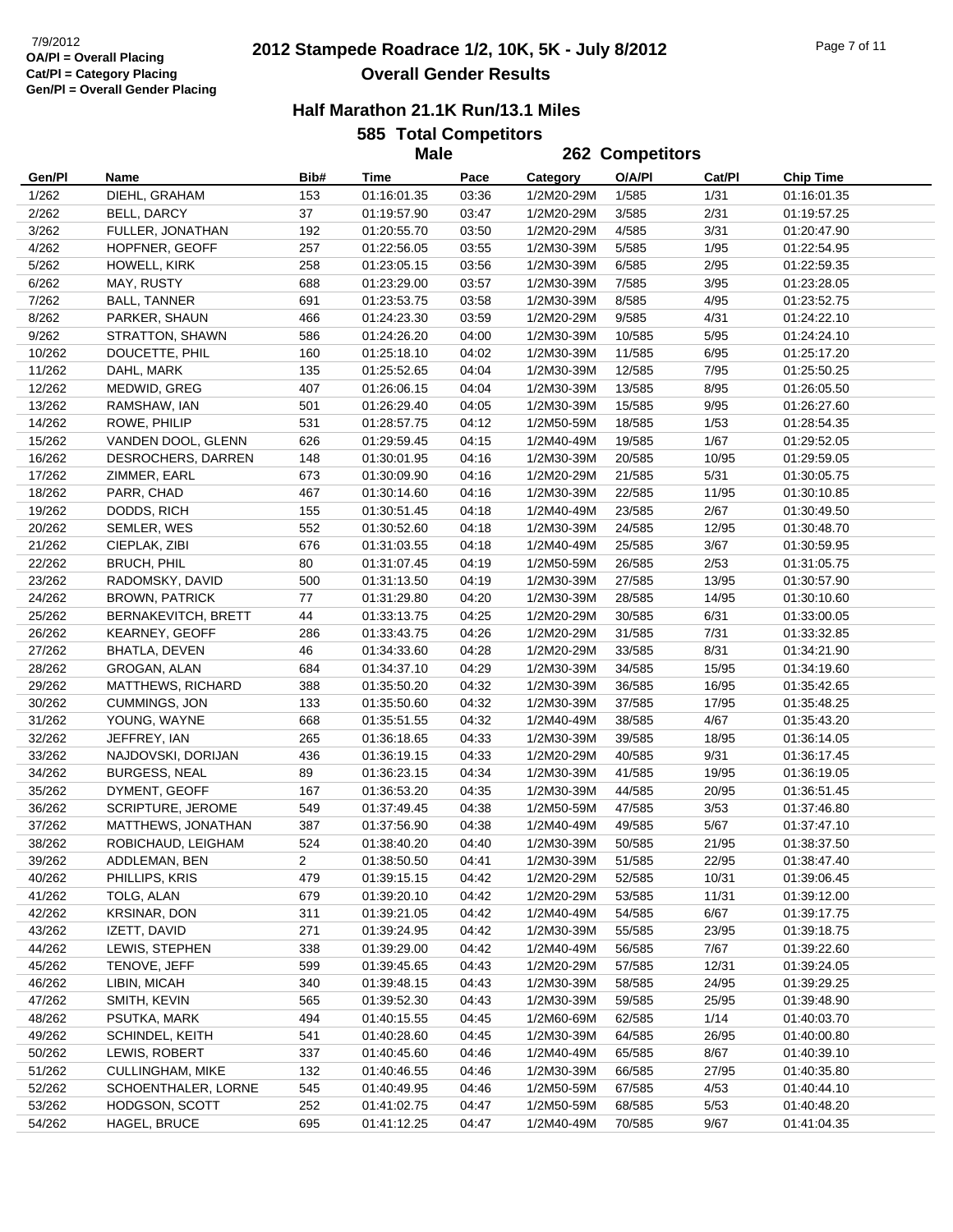7/9/2012
OA/Pl = Overall Placing
Cat/Pl = Category Placing
Gen/Pl = Overall Gender Placing

# 2012 Stampede Roadrace 1/2, 10K, 5K - July 8/2012

## Overall Gender Results

### Half Marathon 21.1K Run/13.1 Miles

**585 Total Competitors**

**Male 262 Competitors**

| Gen/Pl | Name | Bib# | Time | Pace | Category | O/A/Pl | Cat/Pl | Chip Time |
|---|---|---|---|---|---|---|---|---|
| 1/262 | DIEHL, GRAHAM | 153 | 01:16:01.35 | 03:36 | 1/2M20-29M | 1/585 | 1/31 | 01:16:01.35 |
| 2/262 | BELL, DARCY | 37 | 01:19:57.90 | 03:47 | 1/2M20-29M | 3/585 | 2/31 | 01:19:57.25 |
| 3/262 | FULLER, JONATHAN | 192 | 01:20:55.70 | 03:50 | 1/2M20-29M | 4/585 | 3/31 | 01:20:47.90 |
| 4/262 | HOPFNER, GEOFF | 257 | 01:22:56.05 | 03:55 | 1/2M30-39M | 5/585 | 1/95 | 01:22:54.95 |
| 5/262 | HOWELL, KIRK | 258 | 01:23:05.15 | 03:56 | 1/2M30-39M | 6/585 | 2/95 | 01:22:59.35 |
| 6/262 | MAY, RUSTY | 688 | 01:23:29.00 | 03:57 | 1/2M30-39M | 7/585 | 3/95 | 01:23:28.05 |
| 7/262 | BALL, TANNER | 691 | 01:23:53.75 | 03:58 | 1/2M30-39M | 8/585 | 4/95 | 01:23:52.75 |
| 8/262 | PARKER, SHAUN | 466 | 01:24:23.30 | 03:59 | 1/2M20-29M | 9/585 | 4/31 | 01:24:22.10 |
| 9/262 | STRATTON, SHAWN | 586 | 01:24:26.20 | 04:00 | 1/2M30-39M | 10/585 | 5/95 | 01:24:24.10 |
| 10/262 | DOUCETTE, PHIL | 160 | 01:25:18.10 | 04:02 | 1/2M30-39M | 11/585 | 6/95 | 01:25:17.20 |
| 11/262 | DAHL, MARK | 135 | 01:25:52.65 | 04:04 | 1/2M30-39M | 12/585 | 7/95 | 01:25:50.25 |
| 12/262 | MEDWID, GREG | 407 | 01:26:06.15 | 04:04 | 1/2M30-39M | 13/585 | 8/95 | 01:26:05.50 |
| 13/262 | RAMSHAW, IAN | 501 | 01:26:29.40 | 04:05 | 1/2M30-39M | 15/585 | 9/95 | 01:26:27.60 |
| 14/262 | ROWE, PHILIP | 531 | 01:28:57.75 | 04:12 | 1/2M50-59M | 18/585 | 1/53 | 01:28:54.35 |
| 15/262 | VANDEN DOOL, GLENN | 626 | 01:29:59.45 | 04:15 | 1/2M40-49M | 19/585 | 1/67 | 01:29:52.05 |
| 16/262 | DESROCHERS, DARREN | 148 | 01:30:01.95 | 04:16 | 1/2M30-39M | 20/585 | 10/95 | 01:29:59.05 |
| 17/262 | ZIMMER, EARL | 673 | 01:30:09.90 | 04:16 | 1/2M20-29M | 21/585 | 5/31 | 01:30:05.75 |
| 18/262 | PARR, CHAD | 467 | 01:30:14.60 | 04:16 | 1/2M30-39M | 22/585 | 11/95 | 01:30:10.85 |
| 19/262 | DODDS, RICH | 155 | 01:30:51.45 | 04:18 | 1/2M40-49M | 23/585 | 2/67 | 01:30:49.50 |
| 20/262 | SEMLER, WES | 552 | 01:30:52.60 | 04:18 | 1/2M30-39M | 24/585 | 12/95 | 01:30:48.70 |
| 21/262 | CIEPLAK, ZIBI | 676 | 01:31:03.55 | 04:18 | 1/2M40-49M | 25/585 | 3/67 | 01:30:59.95 |
| 22/262 | BRUCH, PHIL | 80 | 01:31:07.45 | 04:19 | 1/2M50-59M | 26/585 | 2/53 | 01:31:05.75 |
| 23/262 | RADOMSKY, DAVID | 500 | 01:31:13.50 | 04:19 | 1/2M30-39M | 27/585 | 13/95 | 01:30:57.90 |
| 24/262 | BROWN, PATRICK | 77 | 01:31:29.80 | 04:20 | 1/2M30-39M | 28/585 | 14/95 | 01:30:10.60 |
| 25/262 | BERNAKEVITCH, BRETT | 44 | 01:33:13.75 | 04:25 | 1/2M20-29M | 30/585 | 6/31 | 01:33:00.05 |
| 26/262 | KEARNEY, GEOFF | 286 | 01:33:43.75 | 04:26 | 1/2M20-29M | 31/585 | 7/31 | 01:33:32.85 |
| 27/262 | BHATLA, DEVEN | 46 | 01:34:33.60 | 04:28 | 1/2M20-29M | 33/585 | 8/31 | 01:34:21.90 |
| 28/262 | GROGAN, ALAN | 684 | 01:34:37.10 | 04:29 | 1/2M30-39M | 34/585 | 15/95 | 01:34:19.60 |
| 29/262 | MATTHEWS, RICHARD | 388 | 01:35:50.20 | 04:32 | 1/2M30-39M | 36/585 | 16/95 | 01:35:42.65 |
| 30/262 | CUMMINGS, JON | 133 | 01:35:50.60 | 04:32 | 1/2M30-39M | 37/585 | 17/95 | 01:35:48.25 |
| 31/262 | YOUNG, WAYNE | 668 | 01:35:51.55 | 04:32 | 1/2M40-49M | 38/585 | 4/67 | 01:35:43.20 |
| 32/262 | JEFFREY, IAN | 265 | 01:36:18.65 | 04:33 | 1/2M30-39M | 39/585 | 18/95 | 01:36:14.05 |
| 33/262 | NAJDOVSKI, DORIJAN | 436 | 01:36:19.15 | 04:33 | 1/2M20-29M | 40/585 | 9/31 | 01:36:17.45 |
| 34/262 | BURGESS, NEAL | 89 | 01:36:23.15 | 04:34 | 1/2M30-39M | 41/585 | 19/95 | 01:36:19.05 |
| 35/262 | DYMENT, GEOFF | 167 | 01:36:53.20 | 04:35 | 1/2M30-39M | 44/585 | 20/95 | 01:36:51.45 |
| 36/262 | SCRIPTURE, JEROME | 549 | 01:37:49.45 | 04:38 | 1/2M50-59M | 47/585 | 3/53 | 01:37:46.80 |
| 37/262 | MATTHEWS, JONATHAN | 387 | 01:37:56.90 | 04:38 | 1/2M40-49M | 49/585 | 5/67 | 01:37:47.10 |
| 38/262 | ROBICHAUD, LEIGHAM | 524 | 01:38:40.20 | 04:40 | 1/2M30-39M | 50/585 | 21/95 | 01:38:37.50 |
| 39/262 | ADDLEMAN, BEN | 2 | 01:38:50.50 | 04:41 | 1/2M30-39M | 51/585 | 22/95 | 01:38:47.40 |
| 40/262 | PHILLIPS, KRIS | 479 | 01:39:15.15 | 04:42 | 1/2M20-29M | 52/585 | 10/31 | 01:39:06.45 |
| 41/262 | TOLG, ALAN | 679 | 01:39:20.10 | 04:42 | 1/2M20-29M | 53/585 | 11/31 | 01:39:12.00 |
| 42/262 | KRSINAR, DON | 311 | 01:39:21.05 | 04:42 | 1/2M40-49M | 54/585 | 6/67 | 01:39:17.75 |
| 43/262 | IZETT, DAVID | 271 | 01:39:24.95 | 04:42 | 1/2M30-39M | 55/585 | 23/95 | 01:39:18.75 |
| 44/262 | LEWIS, STEPHEN | 338 | 01:39:29.00 | 04:42 | 1/2M40-49M | 56/585 | 7/67 | 01:39:22.60 |
| 45/262 | TENOVE, JEFF | 599 | 01:39:45.65 | 04:43 | 1/2M20-29M | 57/585 | 12/31 | 01:39:24.05 |
| 46/262 | LIBIN, MICAH | 340 | 01:39:48.15 | 04:43 | 1/2M30-39M | 58/585 | 24/95 | 01:39:29.25 |
| 47/262 | SMITH, KEVIN | 565 | 01:39:52.30 | 04:43 | 1/2M30-39M | 59/585 | 25/95 | 01:39:48.90 |
| 48/262 | PSUTKA, MARK | 494 | 01:40:15.55 | 04:45 | 1/2M60-69M | 62/585 | 1/14 | 01:40:03.70 |
| 49/262 | SCHINDEL, KEITH | 541 | 01:40:28.60 | 04:45 | 1/2M30-39M | 64/585 | 26/95 | 01:40:00.80 |
| 50/262 | LEWIS, ROBERT | 337 | 01:40:45.60 | 04:46 | 1/2M40-49M | 65/585 | 8/67 | 01:40:39.10 |
| 51/262 | CULLINGHAM, MIKE | 132 | 01:40:46.55 | 04:46 | 1/2M30-39M | 66/585 | 27/95 | 01:40:35.80 |
| 52/262 | SCHOENTHALER, LORNE | 545 | 01:40:49.95 | 04:46 | 1/2M50-59M | 67/585 | 4/53 | 01:40:44.10 |
| 53/262 | HODGSON, SCOTT | 252 | 01:41:02.75 | 04:47 | 1/2M50-59M | 68/585 | 5/53 | 01:40:48.20 |
| 54/262 | HAGEL, BRUCE | 695 | 01:41:12.25 | 04:47 | 1/2M40-49M | 70/585 | 9/67 | 01:41:04.35 |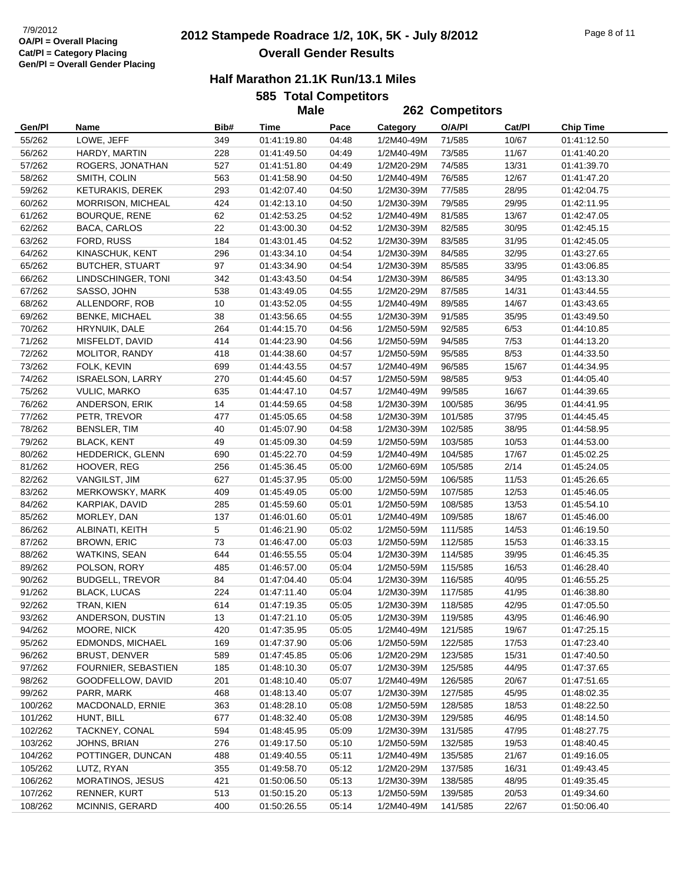# 2012 Stampede Roadrace 1/2, 10K, 5K - July 8/2012

## Overall Gender Results

7/9/2012
**OA/Pl = Overall Placing**
**Cat/Pl = Category Placing**
**Gen/Pl = Overall Gender Placing**

### Half Marathon 21.1K Run/13.1 Miles

**585 Total Competitors**

**Male** **262 Competitors**

| Gen/Pl | Name | Bib# | Time | Pace | Category | O/A/Pl | Cat/Pl | Chip Time |
|---|---|---|---|---|---|---|---|---|
| 55/262 | LOWE, JEFF | 349 | 01:41:19.80 | 04:48 | 1/2M40-49M | 71/585 | 10/67 | 01:41:12.50 |
| 56/262 | HARDY, MARTIN | 228 | 01:41:49.50 | 04:49 | 1/2M40-49M | 73/585 | 11/67 | 01:41:40.20 |
| 57/262 | ROGERS, JONATHAN | 527 | 01:41:51.80 | 04:49 | 1/2M20-29M | 74/585 | 13/31 | 01:41:39.70 |
| 58/262 | SMITH, COLIN | 563 | 01:41:58.90 | 04:50 | 1/2M40-49M | 76/585 | 12/67 | 01:41:47.20 |
| 59/262 | KETURAKIS, DEREK | 293 | 01:42:07.40 | 04:50 | 1/2M30-39M | 77/585 | 28/95 | 01:42:04.75 |
| 60/262 | MORRISON, MICHEAL | 424 | 01:42:13.10 | 04:50 | 1/2M30-39M | 79/585 | 29/95 | 01:42:11.95 |
| 61/262 | BOURQUE, RENE | 62 | 01:42:53.25 | 04:52 | 1/2M40-49M | 81/585 | 13/67 | 01:42:47.05 |
| 62/262 | BACA, CARLOS | 22 | 01:43:00.30 | 04:52 | 1/2M30-39M | 82/585 | 30/95 | 01:42:45.15 |
| 63/262 | FORD, RUSS | 184 | 01:43:01.45 | 04:52 | 1/2M30-39M | 83/585 | 31/95 | 01:42:45.05 |
| 64/262 | KINASCHUK, KENT | 296 | 01:43:34.10 | 04:54 | 1/2M30-39M | 84/585 | 32/95 | 01:43:27.65 |
| 65/262 | BUTCHER, STUART | 97 | 01:43:34.90 | 04:54 | 1/2M30-39M | 85/585 | 33/95 | 01:43:06.85 |
| 66/262 | LINDSCHINGER, TONI | 342 | 01:43:43.50 | 04:54 | 1/2M30-39M | 86/585 | 34/95 | 01:43:13.30 |
| 67/262 | SASSO, JOHN | 538 | 01:43:49.05 | 04:55 | 1/2M20-29M | 87/585 | 14/31 | 01:43:44.55 |
| 68/262 | ALLENDORF, ROB | 10 | 01:43:52.05 | 04:55 | 1/2M40-49M | 89/585 | 14/67 | 01:43:43.65 |
| 69/262 | BENKE, MICHAEL | 38 | 01:43:56.65 | 04:55 | 1/2M30-39M | 91/585 | 35/95 | 01:43:49.50 |
| 70/262 | HRYNUIK, DALE | 264 | 01:44:15.70 | 04:56 | 1/2M50-59M | 92/585 | 6/53 | 01:44:10.85 |
| 71/262 | MISFELDT, DAVID | 414 | 01:44:23.90 | 04:56 | 1/2M50-59M | 94/585 | 7/53 | 01:44:13.20 |
| 72/262 | MOLITOR, RANDY | 418 | 01:44:38.60 | 04:57 | 1/2M50-59M | 95/585 | 8/53 | 01:44:33.50 |
| 73/262 | FOLK, KEVIN | 699 | 01:44:43.55 | 04:57 | 1/2M40-49M | 96/585 | 15/67 | 01:44:34.95 |
| 74/262 | ISRAELSON, LARRY | 270 | 01:44:45.60 | 04:57 | 1/2M50-59M | 98/585 | 9/53 | 01:44:05.40 |
| 75/262 | VULIC, MARKO | 635 | 01:44:47.10 | 04:57 | 1/2M40-49M | 99/585 | 16/67 | 01:44:39.65 |
| 76/262 | ANDERSON, ERIK | 14 | 01:44:59.65 | 04:58 | 1/2M30-39M | 100/585 | 36/95 | 01:44:41.95 |
| 77/262 | PETR, TREVOR | 477 | 01:45:05.65 | 04:58 | 1/2M30-39M | 101/585 | 37/95 | 01:44:45.45 |
| 78/262 | BENSLER, TIM | 40 | 01:45:07.90 | 04:58 | 1/2M30-39M | 102/585 | 38/95 | 01:44:58.95 |
| 79/262 | BLACK, KENT | 49 | 01:45:09.30 | 04:59 | 1/2M50-59M | 103/585 | 10/53 | 01:44:53.00 |
| 80/262 | HEDDERICK, GLENN | 690 | 01:45:22.70 | 04:59 | 1/2M40-49M | 104/585 | 17/67 | 01:45:02.25 |
| 81/262 | HOOVER, REG | 256 | 01:45:36.45 | 05:00 | 1/2M60-69M | 105/585 | 2/14 | 01:45:24.05 |
| 82/262 | VANGILST, JIM | 627 | 01:45:37.95 | 05:00 | 1/2M50-59M | 106/585 | 11/53 | 01:45:26.65 |
| 83/262 | MERKOWSKY, MARK | 409 | 01:45:49.05 | 05:00 | 1/2M50-59M | 107/585 | 12/53 | 01:45:46.05 |
| 84/262 | KARPIAK, DAVID | 285 | 01:45:59.60 | 05:01 | 1/2M50-59M | 108/585 | 13/53 | 01:45:54.10 |
| 85/262 | MORLEY, DAN | 137 | 01:46:01.60 | 05:01 | 1/2M40-49M | 109/585 | 18/67 | 01:45:46.00 |
| 86/262 | ALBINATI, KEITH | 5 | 01:46:21.90 | 05:02 | 1/2M50-59M | 111/585 | 14/53 | 01:46:19.50 |
| 87/262 | BROWN, ERIC | 73 | 01:46:47.00 | 05:03 | 1/2M50-59M | 112/585 | 15/53 | 01:46:33.15 |
| 88/262 | WATKINS, SEAN | 644 | 01:46:55.55 | 05:04 | 1/2M30-39M | 114/585 | 39/95 | 01:46:45.35 |
| 89/262 | POLSON, RORY | 485 | 01:46:57.00 | 05:04 | 1/2M50-59M | 115/585 | 16/53 | 01:46:28.40 |
| 90/262 | BUDGELL, TREVOR | 84 | 01:47:04.40 | 05:04 | 1/2M30-39M | 116/585 | 40/95 | 01:46:55.25 |
| 91/262 | BLACK, LUCAS | 224 | 01:47:11.40 | 05:04 | 1/2M30-39M | 117/585 | 41/95 | 01:46:38.80 |
| 92/262 | TRAN, KIEN | 614 | 01:47:19.35 | 05:05 | 1/2M30-39M | 118/585 | 42/95 | 01:47:05.50 |
| 93/262 | ANDERSON, DUSTIN | 13 | 01:47:21.10 | 05:05 | 1/2M30-39M | 119/585 | 43/95 | 01:46:46.90 |
| 94/262 | MOORE, NICK | 420 | 01:47:35.95 | 05:05 | 1/2M40-49M | 121/585 | 19/67 | 01:47:25.15 |
| 95/262 | EDMONDS, MICHAEL | 169 | 01:47:37.90 | 05:06 | 1/2M50-59M | 122/585 | 17/53 | 01:47:23.40 |
| 96/262 | BRUST, DENVER | 589 | 01:47:45.85 | 05:06 | 1/2M20-29M | 123/585 | 15/31 | 01:47:40.50 |
| 97/262 | FOURNIER, SEBASTIEN | 185 | 01:48:10.30 | 05:07 | 1/2M30-39M | 125/585 | 44/95 | 01:47:37.65 |
| 98/262 | GOODFELLOW, DAVID | 201 | 01:48:10.40 | 05:07 | 1/2M40-49M | 126/585 | 20/67 | 01:47:51.65 |
| 99/262 | PARR, MARK | 468 | 01:48:13.40 | 05:07 | 1/2M30-39M | 127/585 | 45/95 | 01:48:02.35 |
| 100/262 | MACDONALD, ERNIE | 363 | 01:48:28.10 | 05:08 | 1/2M50-59M | 128/585 | 18/53 | 01:48:22.50 |
| 101/262 | HUNT, BILL | 677 | 01:48:32.40 | 05:08 | 1/2M30-39M | 129/585 | 46/95 | 01:48:14.50 |
| 102/262 | TACKNEY, CONAL | 594 | 01:48:45.95 | 05:09 | 1/2M30-39M | 131/585 | 47/95 | 01:48:27.75 |
| 103/262 | JOHNS, BRIAN | 276 | 01:49:17.50 | 05:10 | 1/2M50-59M | 132/585 | 19/53 | 01:48:40.45 |
| 104/262 | POTTINGER, DUNCAN | 488 | 01:49:40.55 | 05:11 | 1/2M40-49M | 135/585 | 21/67 | 01:49:16.05 |
| 105/262 | LUTZ, RYAN | 355 | 01:49:58.70 | 05:12 | 1/2M20-29M | 137/585 | 16/31 | 01:49:43.45 |
| 106/262 | MORATINOS, JESUS | 421 | 01:50:06.50 | 05:13 | 1/2M30-39M | 138/585 | 48/95 | 01:49:35.45 |
| 107/262 | RENNER, KURT | 513 | 01:50:15.20 | 05:13 | 1/2M50-59M | 139/585 | 20/53 | 01:49:34.60 |
| 108/262 | MCINNIS, GERARD | 400 | 01:50:26.55 | 05:14 | 1/2M40-49M | 141/585 | 22/67 | 01:50:06.40 |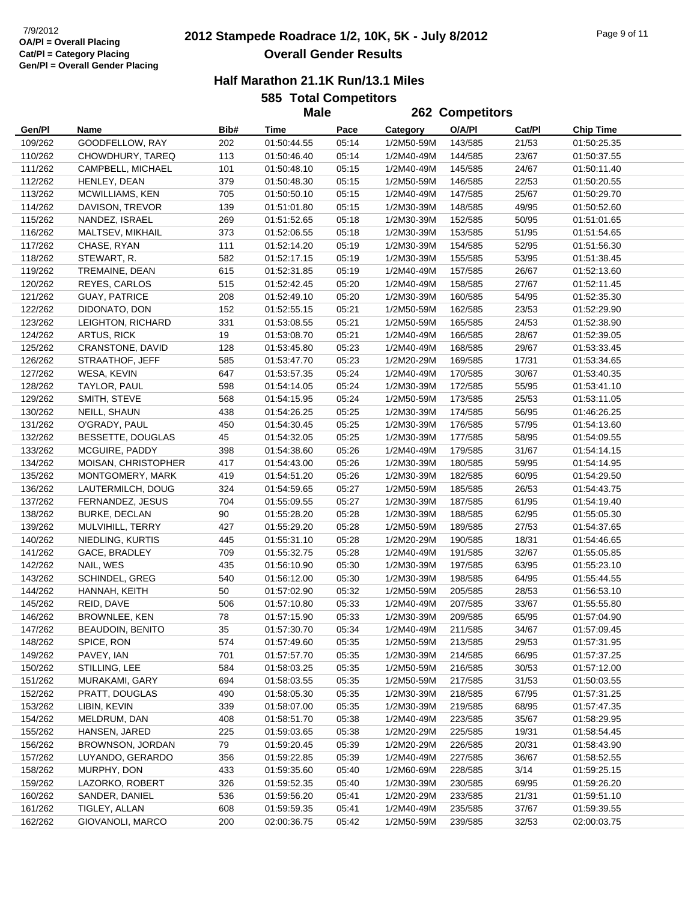7/9/2012
**OA/Pl = Overall Placing**
**Cat/Pl = Category Placing**
**Gen/Pl = Overall Gender Placing**

# 2012 Stampede Roadrace 1/2, 10K, 5K - July 8/2012

## Overall Gender Results

### Half Marathon 21.1K Run/13.1 Miles

**585 Total Competitors**

**Male** — **262 Competitors**

| Gen/Pl | Name | Bib# | Time | Pace | Category | O/A/Pl | Cat/Pl | Chip Time |
|---|---|---|---|---|---|---|---|---|
| 109/262 | GOODFELLOW, RAY | 202 | 01:50:44.55 | 05:14 | 1/2M50-59M | 143/585 | 21/53 | 01:50:25.35 |
| 110/262 | CHOWDHURY, TAREQ | 113 | 01:50:46.40 | 05:14 | 1/2M40-49M | 144/585 | 23/67 | 01:50:37.55 |
| 111/262 | CAMPBELL, MICHAEL | 101 | 01:50:48.10 | 05:15 | 1/2M40-49M | 145/585 | 24/67 | 01:50:11.40 |
| 112/262 | HENLEY, DEAN | 379 | 01:50:48.30 | 05:15 | 1/2M50-59M | 146/585 | 22/53 | 01:50:20.55 |
| 113/262 | MCWILLIAMS, KEN | 705 | 01:50:50.10 | 05:15 | 1/2M40-49M | 147/585 | 25/67 | 01:50:29.70 |
| 114/262 | DAVISON, TREVOR | 139 | 01:51:01.80 | 05:15 | 1/2M30-39M | 148/585 | 49/95 | 01:50:52.60 |
| 115/262 | NANDEZ, ISRAEL | 269 | 01:51:52.65 | 05:18 | 1/2M30-39M | 152/585 | 50/95 | 01:51:01.65 |
| 116/262 | MALTSEV, MIKHAIL | 373 | 01:52:06.55 | 05:18 | 1/2M30-39M | 153/585 | 51/95 | 01:51:54.65 |
| 117/262 | CHASE, RYAN | 111 | 01:52:14.20 | 05:19 | 1/2M30-39M | 154/585 | 52/95 | 01:51:56.30 |
| 118/262 | STEWART, R. | 582 | 01:52:17.15 | 05:19 | 1/2M30-39M | 155/585 | 53/95 | 01:51:38.45 |
| 119/262 | TREMAINE, DEAN | 615 | 01:52:31.85 | 05:19 | 1/2M40-49M | 157/585 | 26/67 | 01:52:13.60 |
| 120/262 | REYES, CARLOS | 515 | 01:52:42.45 | 05:20 | 1/2M40-49M | 158/585 | 27/67 | 01:52:11.45 |
| 121/262 | GUAY, PATRICE | 208 | 01:52:49.10 | 05:20 | 1/2M30-39M | 160/585 | 54/95 | 01:52:35.30 |
| 122/262 | DIDONATO, DON | 152 | 01:52:55.15 | 05:21 | 1/2M50-59M | 162/585 | 23/53 | 01:52:29.90 |
| 123/262 | LEIGHTON, RICHARD | 331 | 01:53:08.55 | 05:21 | 1/2M50-59M | 165/585 | 24/53 | 01:52:38.90 |
| 124/262 | ARTUS, RICK | 19 | 01:53:08.70 | 05:21 | 1/2M40-49M | 166/585 | 28/67 | 01:52:39.05 |
| 125/262 | CRANSTONE, DAVID | 128 | 01:53:45.80 | 05:23 | 1/2M40-49M | 168/585 | 29/67 | 01:53:33.45 |
| 126/262 | STRAATHOF, JEFF | 585 | 01:53:47.70 | 05:23 | 1/2M20-29M | 169/585 | 17/31 | 01:53:34.65 |
| 127/262 | WESA, KEVIN | 647 | 01:53:57.35 | 05:24 | 1/2M40-49M | 170/585 | 30/67 | 01:53:40.35 |
| 128/262 | TAYLOR, PAUL | 598 | 01:54:14.05 | 05:24 | 1/2M30-39M | 172/585 | 55/95 | 01:53:41.10 |
| 129/262 | SMITH, STEVE | 568 | 01:54:15.95 | 05:24 | 1/2M50-59M | 173/585 | 25/53 | 01:53:11.05 |
| 130/262 | NEILL, SHAUN | 438 | 01:54:26.25 | 05:25 | 1/2M30-39M | 174/585 | 56/95 | 01:46:26.25 |
| 131/262 | O'GRADY, PAUL | 450 | 01:54:30.45 | 05:25 | 1/2M30-39M | 176/585 | 57/95 | 01:54:13.60 |
| 132/262 | BESSETTE, DOUGLAS | 45 | 01:54:32.05 | 05:25 | 1/2M30-39M | 177/585 | 58/95 | 01:54:09.55 |
| 133/262 | MCGUIRE, PADDY | 398 | 01:54:38.60 | 05:26 | 1/2M40-49M | 179/585 | 31/67 | 01:54:14.15 |
| 134/262 | MOISAN, CHRISTOPHER | 417 | 01:54:43.00 | 05:26 | 1/2M30-39M | 180/585 | 59/95 | 01:54:14.95 |
| 135/262 | MONTGOMERY, MARK | 419 | 01:54:51.20 | 05:26 | 1/2M30-39M | 182/585 | 60/95 | 01:54:29.50 |
| 136/262 | LAUTERMILCH, DOUG | 324 | 01:54:59.65 | 05:27 | 1/2M50-59M | 185/585 | 26/53 | 01:54:43.75 |
| 137/262 | FERNANDEZ, JESUS | 704 | 01:55:09.55 | 05:27 | 1/2M30-39M | 187/585 | 61/95 | 01:54:19.40 |
| 138/262 | BURKE, DECLAN | 90 | 01:55:28.20 | 05:28 | 1/2M30-39M | 188/585 | 62/95 | 01:55:05.30 |
| 139/262 | MULVIHILL, TERRY | 427 | 01:55:29.20 | 05:28 | 1/2M50-59M | 189/585 | 27/53 | 01:54:37.65 |
| 140/262 | NIEDLING, KURTIS | 445 | 01:55:31.10 | 05:28 | 1/2M20-29M | 190/585 | 18/31 | 01:54:46.65 |
| 141/262 | GACE, BRADLEY | 709 | 01:55:32.75 | 05:28 | 1/2M40-49M | 191/585 | 32/67 | 01:55:05.85 |
| 142/262 | NAIL, WES | 435 | 01:56:10.90 | 05:30 | 1/2M30-39M | 197/585 | 63/95 | 01:55:23.10 |
| 143/262 | SCHINDEL, GREG | 540 | 01:56:12.00 | 05:30 | 1/2M30-39M | 198/585 | 64/95 | 01:55:44.55 |
| 144/262 | HANNAH, KEITH | 50 | 01:57:02.90 | 05:32 | 1/2M50-59M | 205/585 | 28/53 | 01:56:53.10 |
| 145/262 | REID, DAVE | 506 | 01:57:10.80 | 05:33 | 1/2M40-49M | 207/585 | 33/67 | 01:55:55.80 |
| 146/262 | BROWNLEE, KEN | 78 | 01:57:15.90 | 05:33 | 1/2M30-39M | 209/585 | 65/95 | 01:57:04.90 |
| 147/262 | BEAUDOIN, BENITO | 35 | 01:57:30.70 | 05:34 | 1/2M40-49M | 211/585 | 34/67 | 01:57:09.45 |
| 148/262 | SPICE, RON | 574 | 01:57:49.60 | 05:35 | 1/2M50-59M | 213/585 | 29/53 | 01:57:31.95 |
| 149/262 | PAVEY, IAN | 701 | 01:57:57.70 | 05:35 | 1/2M30-39M | 214/585 | 66/95 | 01:57:37.25 |
| 150/262 | STILLING, LEE | 584 | 01:58:03.25 | 05:35 | 1/2M50-59M | 216/585 | 30/53 | 01:57:12.00 |
| 151/262 | MURAKAMI, GARY | 694 | 01:58:03.55 | 05:35 | 1/2M50-59M | 217/585 | 31/53 | 01:50:03.55 |
| 152/262 | PRATT, DOUGLAS | 490 | 01:58:05.30 | 05:35 | 1/2M30-39M | 218/585 | 67/95 | 01:57:31.25 |
| 153/262 | LIBIN, KEVIN | 339 | 01:58:07.00 | 05:35 | 1/2M30-39M | 219/585 | 68/95 | 01:57:47.35 |
| 154/262 | MELDRUM, DAN | 408 | 01:58:51.70 | 05:38 | 1/2M40-49M | 223/585 | 35/67 | 01:58:29.95 |
| 155/262 | HANSEN, JARED | 225 | 01:59:03.65 | 05:38 | 1/2M20-29M | 225/585 | 19/31 | 01:58:54.45 |
| 156/262 | BROWNSON, JORDAN | 79 | 01:59:20.45 | 05:39 | 1/2M20-29M | 226/585 | 20/31 | 01:58:43.90 |
| 157/262 | LUYANDO, GERARDO | 356 | 01:59:22.85 | 05:39 | 1/2M40-49M | 227/585 | 36/67 | 01:58:52.55 |
| 158/262 | MURPHY, DON | 433 | 01:59:35.60 | 05:40 | 1/2M60-69M | 228/585 | 3/14 | 01:59:25.15 |
| 159/262 | LAZORKO, ROBERT | 326 | 01:59:52.35 | 05:40 | 1/2M30-39M | 230/585 | 69/95 | 01:59:26.20 |
| 160/262 | SANDER, DANIEL | 536 | 01:59:56.20 | 05:41 | 1/2M20-29M | 233/585 | 21/31 | 01:59:51.10 |
| 161/262 | TIGLEY, ALLAN | 608 | 01:59:59.35 | 05:41 | 1/2M40-49M | 235/585 | 37/67 | 01:59:39.55 |
| 162/262 | GIOVANOLI, MARCO | 200 | 02:00:36.75 | 05:42 | 1/2M50-59M | 239/585 | 32/53 | 02:00:03.75 |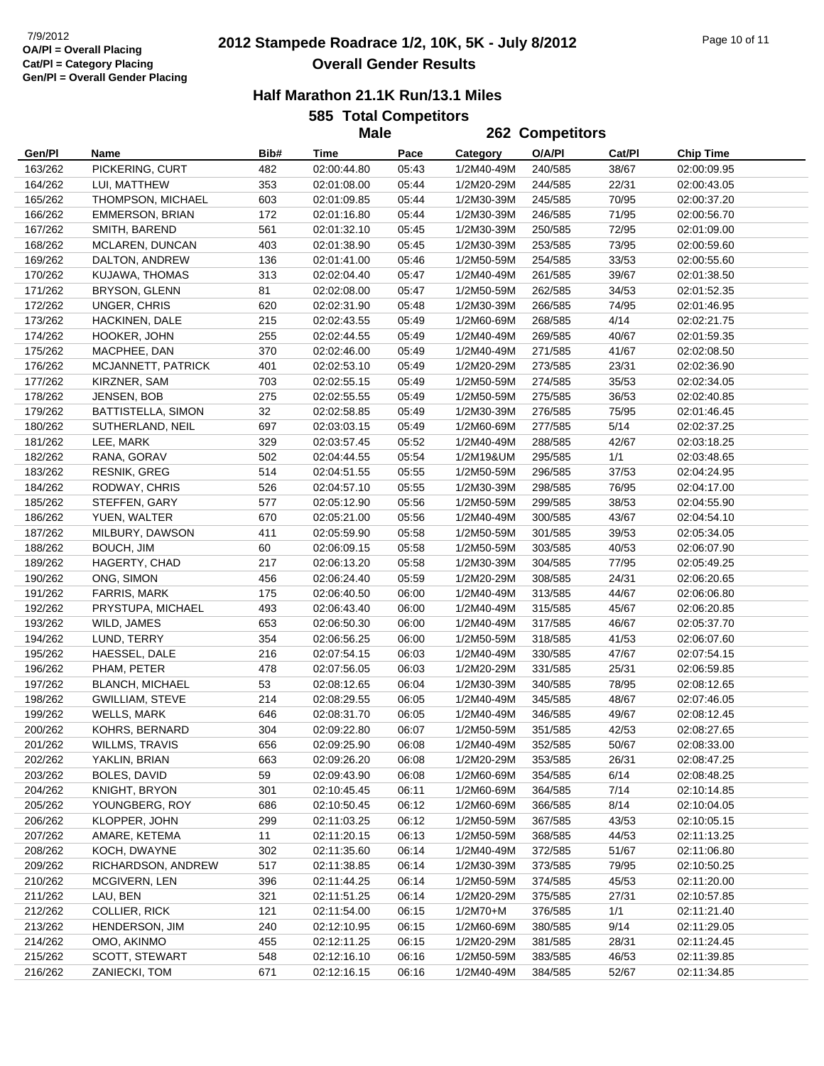7/9/2012
OA/Pl = Overall Placing
Cat/Pl = Category Placing
Gen/Pl = Overall Gender Placing

# 2012 Stampede Roadrace 1/2, 10K, 5K - July 8/2012

## Overall Gender Results

### Half Marathon 21.1K Run/13.1 Miles

**585 Total Competitors**

**Male 262 Competitors**

| Gen/Pl | Name | Bib# | Time | Pace | Category | O/A/Pl | Cat/Pl | Chip Time |
|---|---|---|---|---|---|---|---|---|
| 163/262 | PICKERING, CURT | 482 | 02:00:44.80 | 05:43 | 1/2M40-49M | 240/585 | 38/67 | 02:00:09.95 |
| 164/262 | LUI, MATTHEW | 353 | 02:01:08.00 | 05:44 | 1/2M20-29M | 244/585 | 22/31 | 02:00:43.05 |
| 165/262 | THOMPSON, MICHAEL | 603 | 02:01:09.85 | 05:44 | 1/2M30-39M | 245/585 | 70/95 | 02:00:37.20 |
| 166/262 | EMMERSON, BRIAN | 172 | 02:01:16.80 | 05:44 | 1/2M30-39M | 246/585 | 71/95 | 02:00:56.70 |
| 167/262 | SMITH, BAREND | 561 | 02:01:32.10 | 05:45 | 1/2M30-39M | 250/585 | 72/95 | 02:01:09.00 |
| 168/262 | MCLAREN, DUNCAN | 403 | 02:01:38.90 | 05:45 | 1/2M30-39M | 253/585 | 73/95 | 02:00:59.60 |
| 169/262 | DALTON, ANDREW | 136 | 02:01:41.00 | 05:46 | 1/2M50-59M | 254/585 | 33/53 | 02:00:55.60 |
| 170/262 | KUJAWA, THOMAS | 313 | 02:02:04.40 | 05:47 | 1/2M40-49M | 261/585 | 39/67 | 02:01:38.50 |
| 171/262 | BRYSON, GLENN | 81 | 02:02:08.00 | 05:47 | 1/2M50-59M | 262/585 | 34/53 | 02:01:52.35 |
| 172/262 | UNGER, CHRIS | 620 | 02:02:31.90 | 05:48 | 1/2M30-39M | 266/585 | 74/95 | 02:01:46.95 |
| 173/262 | HACKINEN, DALE | 215 | 02:02:43.55 | 05:49 | 1/2M60-69M | 268/585 | 4/14 | 02:02:21.75 |
| 174/262 | HOOKER, JOHN | 255 | 02:02:44.55 | 05:49 | 1/2M40-49M | 269/585 | 40/67 | 02:01:59.35 |
| 175/262 | MACPHEE, DAN | 370 | 02:02:46.00 | 05:49 | 1/2M40-49M | 271/585 | 41/67 | 02:02:08.50 |
| 176/262 | MCJANNETT, PATRICK | 401 | 02:02:53.10 | 05:49 | 1/2M20-29M | 273/585 | 23/31 | 02:02:36.90 |
| 177/262 | KIRZNER, SAM | 703 | 02:02:55.15 | 05:49 | 1/2M50-59M | 274/585 | 35/53 | 02:02:34.05 |
| 178/262 | JENSEN, BOB | 275 | 02:02:55.55 | 05:49 | 1/2M50-59M | 275/585 | 36/53 | 02:02:40.85 |
| 179/262 | BATTISTELLA, SIMON | 32 | 02:02:58.85 | 05:49 | 1/2M30-39M | 276/585 | 75/95 | 02:01:46.45 |
| 180/262 | SUTHERLAND, NEIL | 697 | 02:03:03.15 | 05:49 | 1/2M60-69M | 277/585 | 5/14 | 02:02:37.25 |
| 181/262 | LEE, MARK | 329 | 02:03:57.45 | 05:52 | 1/2M40-49M | 288/585 | 42/67 | 02:03:18.25 |
| 182/262 | RANA, GORAV | 502 | 02:04:44.55 | 05:54 | 1/2M19&UM | 295/585 | 1/1 | 02:03:48.65 |
| 183/262 | RESNIK, GREG | 514 | 02:04:51.55 | 05:55 | 1/2M50-59M | 296/585 | 37/53 | 02:04:24.95 |
| 184/262 | RODWAY, CHRIS | 526 | 02:04:57.10 | 05:55 | 1/2M30-39M | 298/585 | 76/95 | 02:04:17.00 |
| 185/262 | STEFFEN, GARY | 577 | 02:05:12.90 | 05:56 | 1/2M50-59M | 299/585 | 38/53 | 02:04:55.90 |
| 186/262 | YUEN, WALTER | 670 | 02:05:21.00 | 05:56 | 1/2M40-49M | 300/585 | 43/67 | 02:04:54.10 |
| 187/262 | MILBURY, DAWSON | 411 | 02:05:59.90 | 05:58 | 1/2M50-59M | 301/585 | 39/53 | 02:05:34.05 |
| 188/262 | BOUCH, JIM | 60 | 02:06:09.15 | 05:58 | 1/2M50-59M | 303/585 | 40/53 | 02:06:07.90 |
| 189/262 | HAGERTY, CHAD | 217 | 02:06:13.20 | 05:58 | 1/2M30-39M | 304/585 | 77/95 | 02:05:49.25 |
| 190/262 | ONG, SIMON | 456 | 02:06:24.40 | 05:59 | 1/2M20-29M | 308/585 | 24/31 | 02:06:20.65 |
| 191/262 | FARRIS, MARK | 175 | 02:06:40.50 | 06:00 | 1/2M40-49M | 313/585 | 44/67 | 02:06:06.80 |
| 192/262 | PRYSTUPA, MICHAEL | 493 | 02:06:43.40 | 06:00 | 1/2M40-49M | 315/585 | 45/67 | 02:06:20.85 |
| 193/262 | WILD, JAMES | 653 | 02:06:50.30 | 06:00 | 1/2M40-49M | 317/585 | 46/67 | 02:05:37.70 |
| 194/262 | LUND, TERRY | 354 | 02:06:56.25 | 06:00 | 1/2M50-59M | 318/585 | 41/53 | 02:06:07.60 |
| 195/262 | HAESSEL, DALE | 216 | 02:07:54.15 | 06:03 | 1/2M40-49M | 330/585 | 47/67 | 02:07:54.15 |
| 196/262 | PHAM, PETER | 478 | 02:07:56.05 | 06:03 | 1/2M20-29M | 331/585 | 25/31 | 02:06:59.85 |
| 197/262 | BLANCH, MICHAEL | 53 | 02:08:12.65 | 06:04 | 1/2M30-39M | 340/585 | 78/95 | 02:08:12.65 |
| 198/262 | GWILLIAM, STEVE | 214 | 02:08:29.55 | 06:05 | 1/2M40-49M | 345/585 | 48/67 | 02:07:46.05 |
| 199/262 | WELLS, MARK | 646 | 02:08:31.70 | 06:05 | 1/2M40-49M | 346/585 | 49/67 | 02:08:12.45 |
| 200/262 | KOHRS, BERNARD | 304 | 02:09:22.80 | 06:07 | 1/2M50-59M | 351/585 | 42/53 | 02:08:27.65 |
| 201/262 | WILLMS, TRAVIS | 656 | 02:09:25.90 | 06:08 | 1/2M40-49M | 352/585 | 50/67 | 02:08:33.00 |
| 202/262 | YAKLIN, BRIAN | 663 | 02:09:26.20 | 06:08 | 1/2M20-29M | 353/585 | 26/31 | 02:08:47.25 |
| 203/262 | BOLES, DAVID | 59 | 02:09:43.90 | 06:08 | 1/2M60-69M | 354/585 | 6/14 | 02:08:48.25 |
| 204/262 | KNIGHT, BRYON | 301 | 02:10:45.45 | 06:11 | 1/2M60-69M | 364/585 | 7/14 | 02:10:14.85 |
| 205/262 | YOUNGBERG, ROY | 686 | 02:10:50.45 | 06:12 | 1/2M60-69M | 366/585 | 8/14 | 02:10:04.05 |
| 206/262 | KLOPPER, JOHN | 299 | 02:11:03.25 | 06:12 | 1/2M50-59M | 367/585 | 43/53 | 02:10:05.15 |
| 207/262 | AMARE, KETEMA | 11 | 02:11:20.15 | 06:13 | 1/2M50-59M | 368/585 | 44/53 | 02:11:13.25 |
| 208/262 | KOCH, DWAYNE | 302 | 02:11:35.60 | 06:14 | 1/2M40-49M | 372/585 | 51/67 | 02:11:06.80 |
| 209/262 | RICHARDSON, ANDREW | 517 | 02:11:38.85 | 06:14 | 1/2M30-39M | 373/585 | 79/95 | 02:10:50.25 |
| 210/262 | MCGIVERN, LEN | 396 | 02:11:44.25 | 06:14 | 1/2M50-59M | 374/585 | 45/53 | 02:11:20.00 |
| 211/262 | LAU, BEN | 321 | 02:11:51.25 | 06:14 | 1/2M20-29M | 375/585 | 27/31 | 02:10:57.85 |
| 212/262 | COLLIER, RICK | 121 | 02:11:54.00 | 06:15 | 1/2M70+M | 376/585 | 1/1 | 02:11:21.40 |
| 213/262 | HENDERSON, JIM | 240 | 02:12:10.95 | 06:15 | 1/2M60-69M | 380/585 | 9/14 | 02:11:29.05 |
| 214/262 | OMO, AKINMO | 455 | 02:12:11.25 | 06:15 | 1/2M20-29M | 381/585 | 28/31 | 02:11:24.45 |
| 215/262 | SCOTT, STEWART | 548 | 02:12:16.10 | 06:16 | 1/2M50-59M | 383/585 | 46/53 | 02:11:39.85 |
| 216/262 | ZANIECKI, TOM | 671 | 02:12:16.15 | 06:16 | 1/2M40-49M | 384/585 | 52/67 | 02:11:34.85 |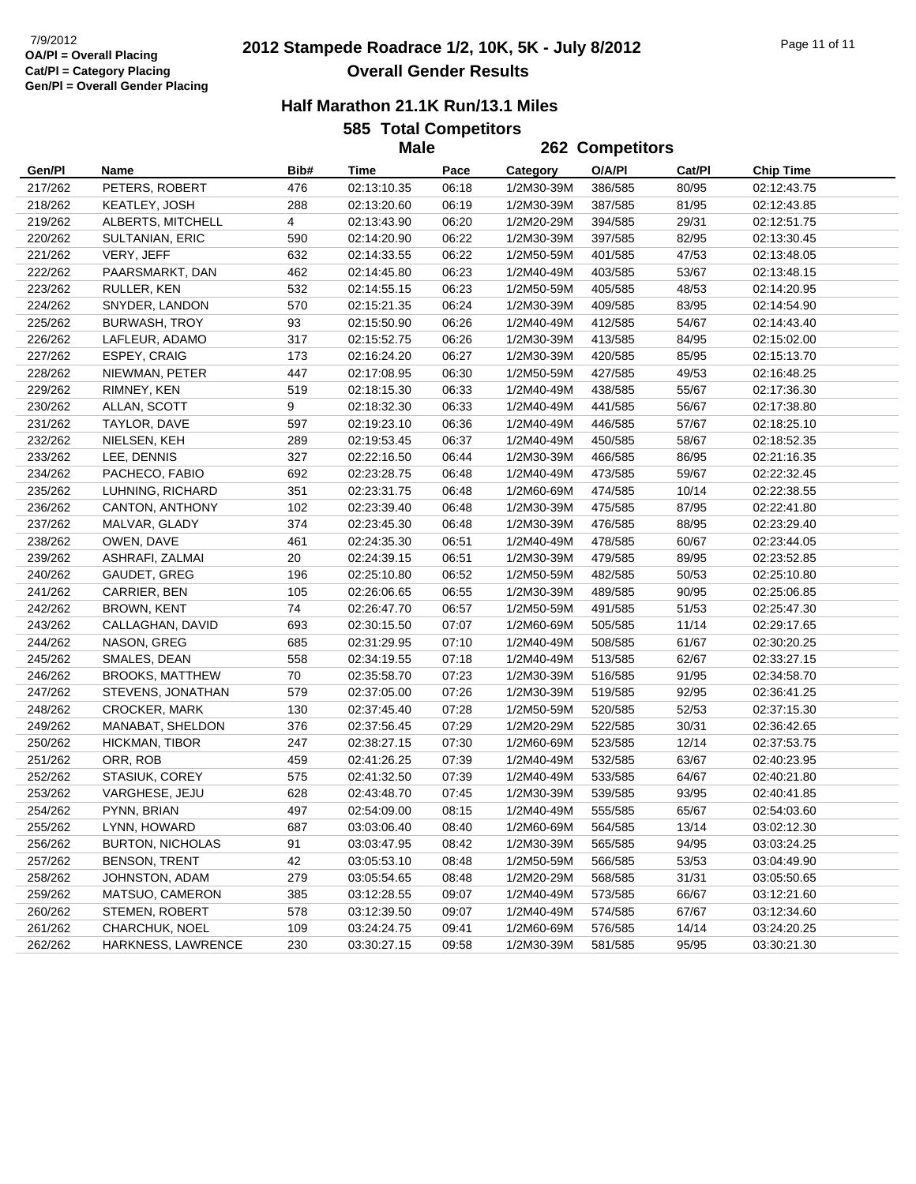# 2012 Stampede Roadrace 1/2, 10K, 5K - July 8/2012

## Overall Gender Results

7/9/2012
OA/Pl = Overall Placing
Cat/Pl = Category Placing
Gen/Pl = Overall Gender Placing

### Half Marathon 21.1K Run/13.1 Miles

**585 Total Competitors**

**Male** **262 Competitors**

| Gen/Pl | Name | Bib# | Time | Pace | Category | O/A/Pl | Cat/Pl | Chip Time |
|---|---|---|---|---|---|---|---|---|
| 217/262 | PETERS, ROBERT | 476 | 02:13:10.35 | 06:18 | 1/2M30-39M | 386/585 | 80/95 | 02:12:43.75 |
| 218/262 | KEATLEY, JOSH | 288 | 02:13:20.60 | 06:19 | 1/2M30-39M | 387/585 | 81/95 | 02:12:43.85 |
| 219/262 | ALBERTS, MITCHELL | 4 | 02:13:43.90 | 06:20 | 1/2M20-29M | 394/585 | 29/31 | 02:12:51.75 |
| 220/262 | SULTANIAN, ERIC | 590 | 02:14:20.90 | 06:22 | 1/2M30-39M | 397/585 | 82/95 | 02:13:30.45 |
| 221/262 | VERY, JEFF | 632 | 02:14:33.55 | 06:22 | 1/2M50-59M | 401/585 | 47/53 | 02:13:48.05 |
| 222/262 | PAARSMARKT, DAN | 462 | 02:14:45.80 | 06:23 | 1/2M40-49M | 403/585 | 53/67 | 02:13:48.15 |
| 223/262 | RULLER, KEN | 532 | 02:14:55.15 | 06:23 | 1/2M50-59M | 405/585 | 48/53 | 02:14:20.95 |
| 224/262 | SNYDER, LANDON | 570 | 02:15:21.35 | 06:24 | 1/2M30-39M | 409/585 | 83/95 | 02:14:54.90 |
| 225/262 | BURWASH, TROY | 93 | 02:15:50.90 | 06:26 | 1/2M40-49M | 412/585 | 54/67 | 02:14:43.40 |
| 226/262 | LAFLEUR, ADAMO | 317 | 02:15:52.75 | 06:26 | 1/2M30-39M | 413/585 | 84/95 | 02:15:02.00 |
| 227/262 | ESPEY, CRAIG | 173 | 02:16:24.20 | 06:27 | 1/2M30-39M | 420/585 | 85/95 | 02:15:13.70 |
| 228/262 | NIEWMAN, PETER | 447 | 02:17:08.95 | 06:30 | 1/2M50-59M | 427/585 | 49/53 | 02:16:48.25 |
| 229/262 | RIMNEY, KEN | 519 | 02:18:15.30 | 06:33 | 1/2M40-49M | 438/585 | 55/67 | 02:17:36.30 |
| 230/262 | ALLAN, SCOTT | 9 | 02:18:32.30 | 06:33 | 1/2M40-49M | 441/585 | 56/67 | 02:17:38.80 |
| 231/262 | TAYLOR, DAVE | 597 | 02:19:23.10 | 06:36 | 1/2M40-49M | 446/585 | 57/67 | 02:18:25.10 |
| 232/262 | NIELSEN, KEH | 289 | 02:19:53.45 | 06:37 | 1/2M40-49M | 450/585 | 58/67 | 02:18:52.35 |
| 233/262 | LEE, DENNIS | 327 | 02:22:16.50 | 06:44 | 1/2M30-39M | 466/585 | 86/95 | 02:21:16.35 |
| 234/262 | PACHECO, FABIO | 692 | 02:23:28.75 | 06:48 | 1/2M40-49M | 473/585 | 59/67 | 02:22:32.45 |
| 235/262 | LUHNING, RICHARD | 351 | 02:23:31.75 | 06:48 | 1/2M60-69M | 474/585 | 10/14 | 02:22:38.55 |
| 236/262 | CANTON, ANTHONY | 102 | 02:23:39.40 | 06:48 | 1/2M30-39M | 475/585 | 87/95 | 02:22:41.80 |
| 237/262 | MALVAR, GLADY | 374 | 02:23:45.30 | 06:48 | 1/2M30-39M | 476/585 | 88/95 | 02:23:29.40 |
| 238/262 | OWEN, DAVE | 461 | 02:24:35.30 | 06:51 | 1/2M40-49M | 478/585 | 60/67 | 02:23:44.05 |
| 239/262 | ASHRAFI, ZALMAI | 20 | 02:24:39.15 | 06:51 | 1/2M30-39M | 479/585 | 89/95 | 02:23:52.85 |
| 240/262 | GAUDET, GREG | 196 | 02:25:10.80 | 06:52 | 1/2M50-59M | 482/585 | 50/53 | 02:25:10.80 |
| 241/262 | CARRIER, BEN | 105 | 02:26:06.65 | 06:55 | 1/2M30-39M | 489/585 | 90/95 | 02:25:06.85 |
| 242/262 | BROWN, KENT | 74 | 02:26:47.70 | 06:57 | 1/2M50-59M | 491/585 | 51/53 | 02:25:47.30 |
| 243/262 | CALLAGHAN, DAVID | 693 | 02:30:15.50 | 07:07 | 1/2M60-69M | 505/585 | 11/14 | 02:29:17.65 |
| 244/262 | NASON, GREG | 685 | 02:31:29.95 | 07:10 | 1/2M40-49M | 508/585 | 61/67 | 02:30:20.25 |
| 245/262 | SMALES, DEAN | 558 | 02:34:19.55 | 07:18 | 1/2M40-49M | 513/585 | 62/67 | 02:33:27.15 |
| 246/262 | BROOKS, MATTHEW | 70 | 02:35:58.70 | 07:23 | 1/2M30-39M | 516/585 | 91/95 | 02:34:58.70 |
| 247/262 | STEVENS, JONATHAN | 579 | 02:37:05.00 | 07:26 | 1/2M30-39M | 519/585 | 92/95 | 02:36:41.25 |
| 248/262 | CROCKER, MARK | 130 | 02:37:45.40 | 07:28 | 1/2M50-59M | 520/585 | 52/53 | 02:37:15.30 |
| 249/262 | MANABAT, SHELDON | 376 | 02:37:56.45 | 07:29 | 1/2M20-29M | 522/585 | 30/31 | 02:36:42.65 |
| 250/262 | HICKMAN, TIBOR | 247 | 02:38:27.15 | 07:30 | 1/2M60-69M | 523/585 | 12/14 | 02:37:53.75 |
| 251/262 | ORR, ROB | 459 | 02:41:26.25 | 07:39 | 1/2M40-49M | 532/585 | 63/67 | 02:40:23.95 |
| 252/262 | STASIUK, COREY | 575 | 02:41:32.50 | 07:39 | 1/2M40-49M | 533/585 | 64/67 | 02:40:21.80 |
| 253/262 | VARGHESE, JEJU | 628 | 02:43:48.70 | 07:45 | 1/2M30-39M | 539/585 | 93/95 | 02:40:41.85 |
| 254/262 | PYNN, BRIAN | 497 | 02:54:09.00 | 08:15 | 1/2M40-49M | 555/585 | 65/67 | 02:54:03.60 |
| 255/262 | LYNN, HOWARD | 687 | 03:03:06.40 | 08:40 | 1/2M60-69M | 564/585 | 13/14 | 03:02:12.30 |
| 256/262 | BURTON, NICHOLAS | 91 | 03:03:47.95 | 08:42 | 1/2M30-39M | 565/585 | 94/95 | 03:03:24.25 |
| 257/262 | BENSON, TRENT | 42 | 03:05:53.10 | 08:48 | 1/2M50-59M | 566/585 | 53/53 | 03:04:49.90 |
| 258/262 | JOHNSTON, ADAM | 279 | 03:05:54.65 | 08:48 | 1/2M20-29M | 568/585 | 31/31 | 03:05:50.65 |
| 259/262 | MATSUO, CAMERON | 385 | 03:12:28.55 | 09:07 | 1/2M40-49M | 573/585 | 66/67 | 03:12:21.60 |
| 260/262 | STEMEN, ROBERT | 578 | 03:12:39.50 | 09:07 | 1/2M40-49M | 574/585 | 67/67 | 03:12:34.60 |
| 261/262 | CHARCHUK, NOEL | 109 | 03:24:24.75 | 09:41 | 1/2M60-69M | 576/585 | 14/14 | 03:24:20.25 |
| 262/262 | HARKNESS, LAWRENCE | 230 | 03:30:27.15 | 09:58 | 1/2M30-39M | 581/585 | 95/95 | 03:30:21.30 |